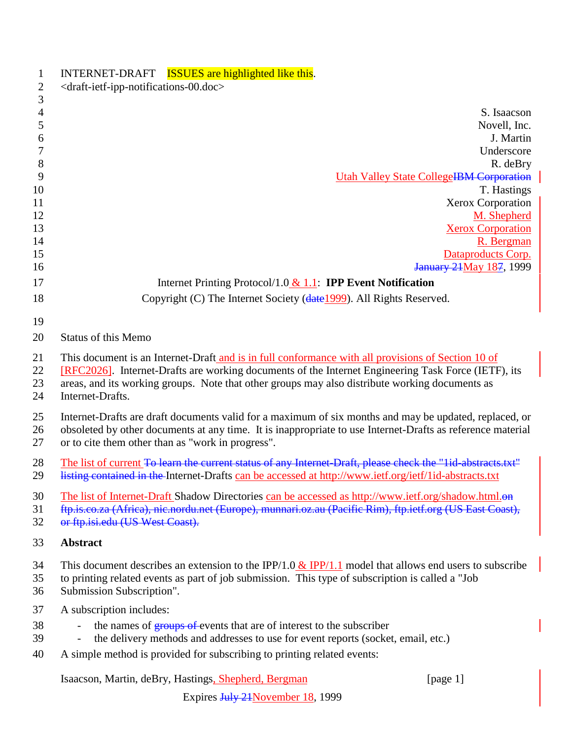INTERNET-DRAFT ISSUES are highlighted like this.
<draft-ietf-ipp-notifications-00.doc>

S. Isaacson
Novell, Inc.
J. Martin
Underscore
R. deBry
Utah Valley State College~~IBM Corporation~~
T. Hastings
Xerox Corporation
M. Shepherd
Xerox Corporation
R. Bergman
Dataproducts Corp.
~~January 21~~May 18~~7~~, 1999

Internet Printing Protocol/1.0 & 1.1: **IPP Event Notification**

Copyright (C) The Internet Society (~~date~~1999). All Rights Reserved.

Status of this Memo

This document is an Internet-Draft and is in full conformance with all provisions of Section 10 of [RFC2026]. Internet-Drafts are working documents of the Internet Engineering Task Force (IETF), its areas, and its working groups. Note that other groups may also distribute working documents as Internet-Drafts.

Internet-Drafts are draft documents valid for a maximum of six months and may be updated, replaced, or obsoleted by other documents at any time. It is inappropriate to use Internet-Drafts as reference material or to cite them other than as "work in progress".

The list of current ~~To learn the current status of any Internet-Draft, please check the "1id-abstracts.txt" listing contained in the~~ Internet-Drafts can be accessed at http://www.ietf.org/ietf/1id-abstracts.txt

The list of Internet-Draft Shadow Directories can be accessed as http://www.ietf.org/shadow.html.~~on ftp.is.co.za (Africa), nic.nordu.net (Europe), munnari.oz.au (Pacific Rim), ftp.ietf.org (US East Coast), or ftp.isi.edu (US West Coast).~~

## Abstract

This document describes an extension to the IPP/1.0 & IPP/1.1 model that allows end users to subscribe to printing related events as part of job submission. This type of subscription is called a "Job Submission Subscription".

A subscription includes:

- the names of ~~groups of~~ events that are of interest to the subscriber
- the delivery methods and addresses to use for event reports (socket, email, etc.)

A simple method is provided for subscribing to printing related events: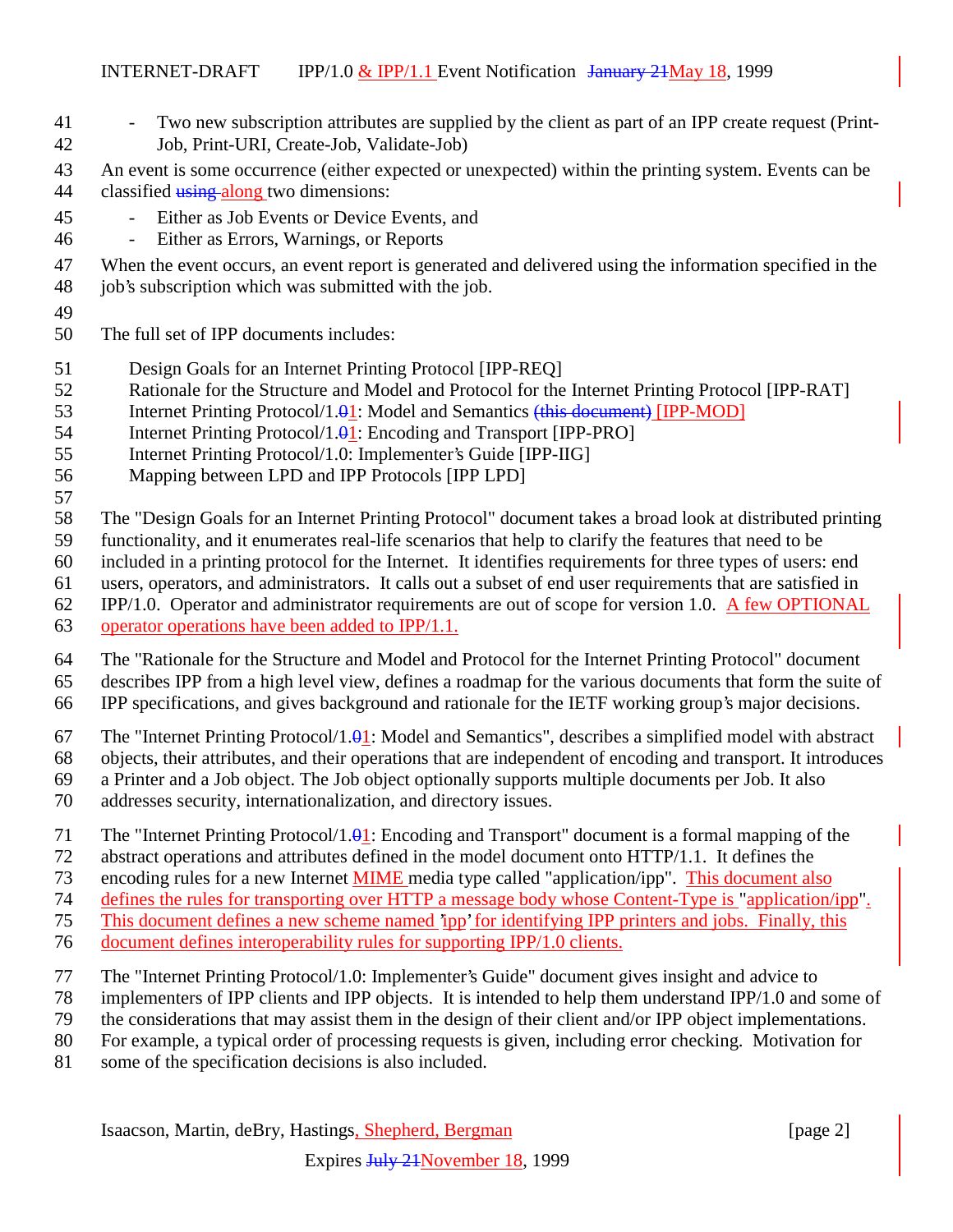- Two new subscription attributes are supplied by the client as part of an IPP create request (Print-Job, Print-URI, Create-Job, Validate-Job)

An event is some occurrence (either expected or unexpected) within the printing system. Events can be classified ~~using~~ along two dimensions:

- Either as Job Events or Device Events, and
- Either as Errors, Warnings, or Reports

When the event occurs, an event report is generated and delivered using the information specified in the job's subscription which was submitted with the job.

The full set of IPP documents includes:

Design Goals for an Internet Printing Protocol [IPP-REQ]
Rationale for the Structure and Model and Protocol for the Internet Printing Protocol [IPP-RAT]
Internet Printing Protocol/1.~~0~~1: Model and Semantics ~~(this document)~~ [IPP-MOD]
Internet Printing Protocol/1.~~0~~1: Encoding and Transport [IPP-PRO]
Internet Printing Protocol/1.0: Implementer's Guide [IPP-IIG]
Mapping between LPD and IPP Protocols [IPP LPD]

The "Design Goals for an Internet Printing Protocol" document takes a broad look at distributed printing functionality, and it enumerates real-life scenarios that help to clarify the features that need to be included in a printing protocol for the Internet. It identifies requirements for three types of users: end users, operators, and administrators. It calls out a subset of end user requirements that are satisfied in IPP/1.0. Operator and administrator requirements are out of scope for version 1.0. A few OPTIONAL operator operations have been added to IPP/1.1.

The "Rationale for the Structure and Model and Protocol for the Internet Printing Protocol" document describes IPP from a high level view, defines a roadmap for the various documents that form the suite of IPP specifications, and gives background and rationale for the IETF working group's major decisions.

The "Internet Printing Protocol/1.~~0~~1: Model and Semantics", describes a simplified model with abstract objects, their attributes, and their operations that are independent of encoding and transport. It introduces a Printer and a Job object. The Job object optionally supports multiple documents per Job. It also addresses security, internationalization, and directory issues.

The "Internet Printing Protocol/1.~~0~~1: Encoding and Transport" document is a formal mapping of the abstract operations and attributes defined in the model document onto HTTP/1.1. It defines the encoding rules for a new Internet MIME media type called "application/ipp". This document also defines the rules for transporting over HTTP a message body whose Content-Type is "application/ipp". This document defines a new scheme named 'ipp' for identifying IPP printers and jobs. Finally, this document defines interoperability rules for supporting IPP/1.0 clients.

The "Internet Printing Protocol/1.0: Implementer's Guide" document gives insight and advice to implementers of IPP clients and IPP objects. It is intended to help them understand IPP/1.0 and some of the considerations that may assist them in the design of their client and/or IPP object implementations. For example, a typical order of processing requests is given, including error checking. Motivation for some of the specification decisions is also included.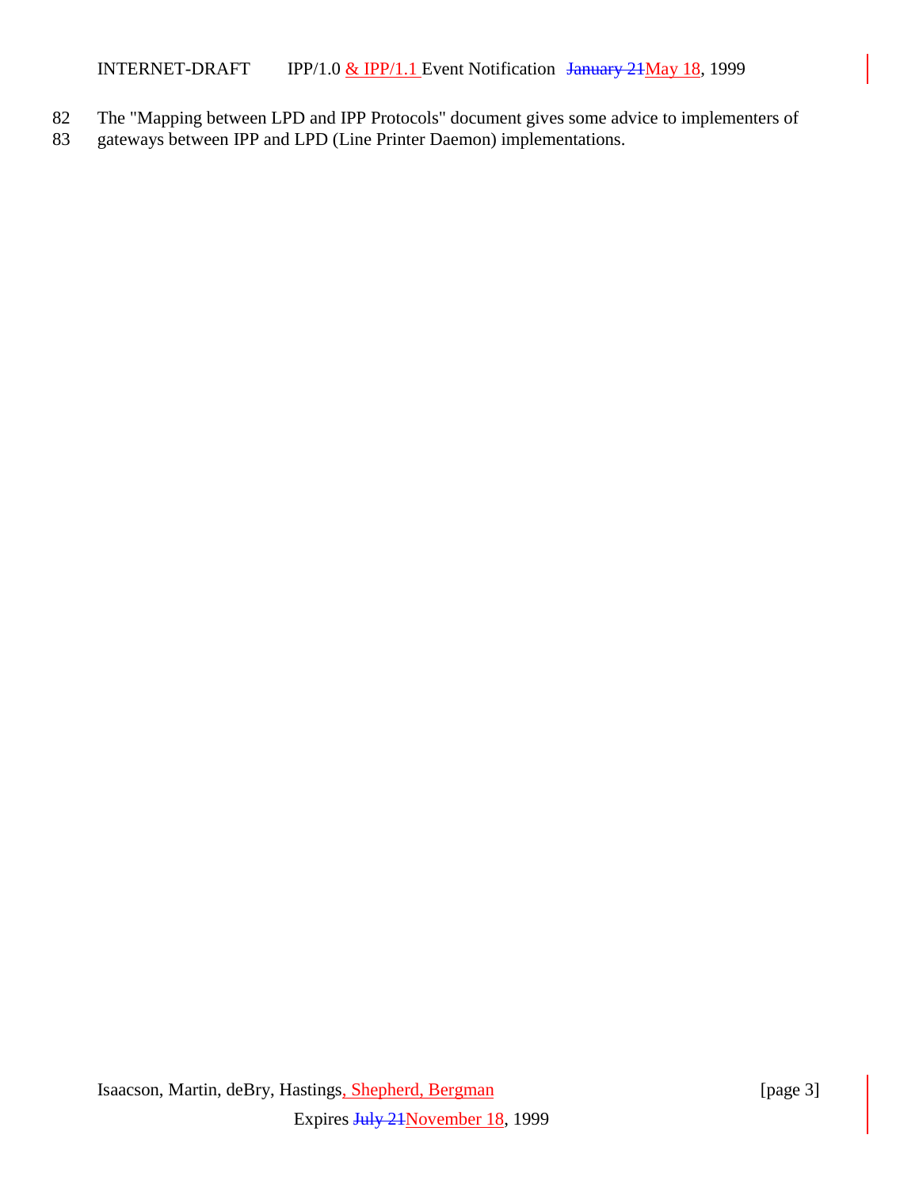The "Mapping between LPD and IPP Protocols" document gives some advice to implementers of gateways between IPP and LPD (Line Printer Daemon) implementations.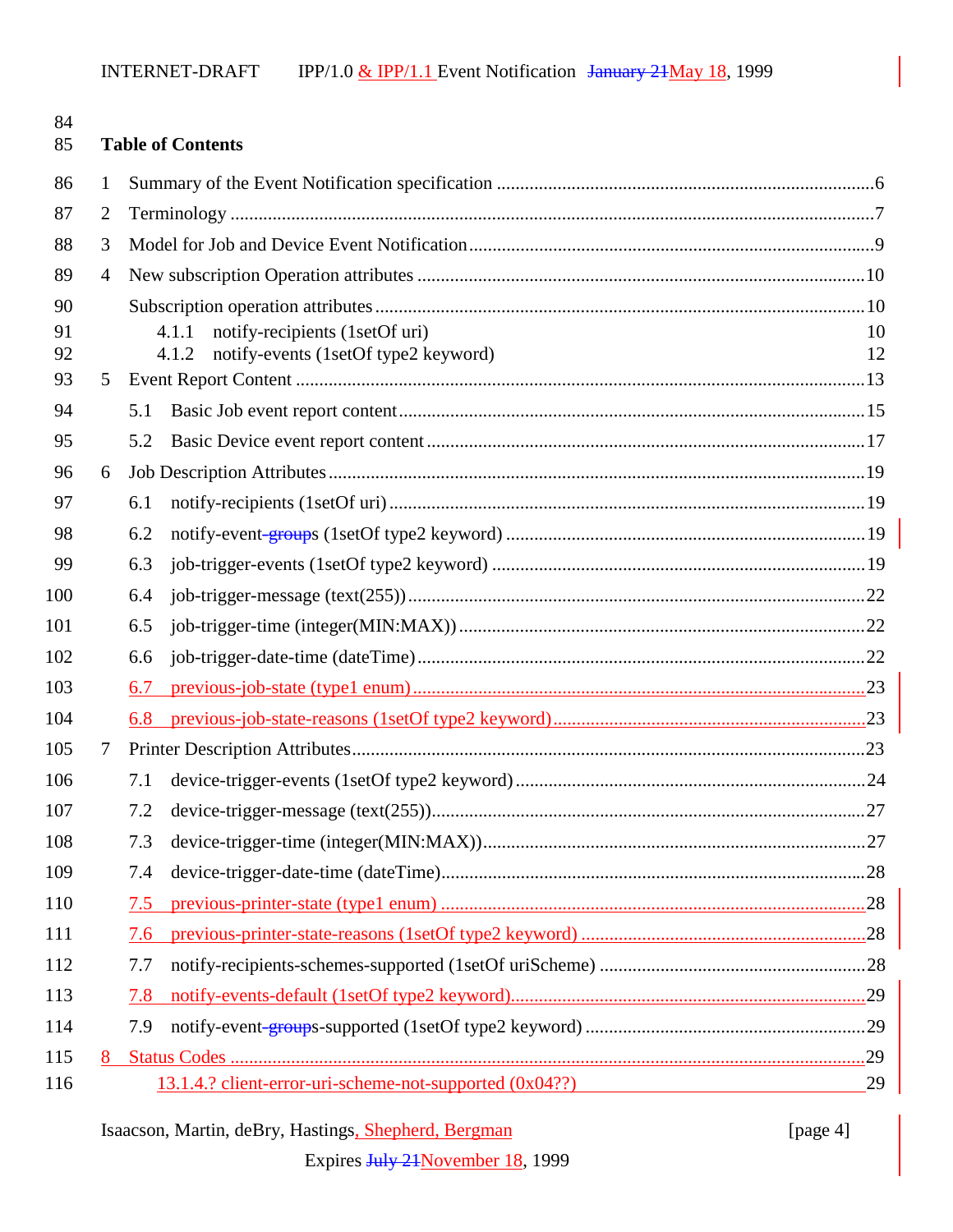84

85 **Table of Contents**

86 1 Summary of the Event Notification specification ....................................................................6

87 2 Terminology ..........................................................................................................................7

88 3 Model for Job and Device Event Notification.........................................................................9

89 4 New subscription Operation attributes ..................................................................................10

90 Subscription operation attributes ...........................................................................................10

91 4.1.1 notify-recipients (1setOf uri) 10

92 4.1.2 notify-events (1setOf type2 keyword) 12

93 5 Event Report Content ...........................................................................................................13

94 5.1 Basic Job event report content.........................................................................................15

95 5.2 Basic Device event report content....................................................................................17

96 6 Job Description Attributes.....................................................................................................19

97 6.1 notify-recipients (1setOf uri) ...........................................................................................19

98 6.2 notify-event-groups (1setOf type2 keyword) .....................................................................19

99 6.3 job-trigger-events (1setOf type2 keyword) ........................................................................19

100 6.4 job-trigger-message (text(255))........................................................................................22

101 6.5 job-trigger-time (integer(MIN:MAX)) ..............................................................................22

102 6.6 job-trigger-date-time (dateTime).......................................................................................22

103 6.7 previous-job-state (type1 enum).......................................................................................23

104 6.8 previous-job-state-reasons (1setOf type2 keyword)...........................................................23

105 7 Printer Description Attributes................................................................................................23

106 7.1 device-trigger-events (1setOf type2 keyword) ...................................................................24

107 7.2 device-trigger-message (text(255)).....................................................................................27

108 7.3 device-trigger-time (integer(MIN:MAX))..........................................................................27

109 7.4 device-trigger-date-time (dateTime)...................................................................................28

110 7.5 previous-printer-state (type1 enum) ..................................................................................28

111 7.6 previous-printer-state-reasons (1setOf type2 keyword) ......................................................28

112 7.7 notify-recipients-schemes-supported (1setOf uriScheme) ..................................................28

113 7.8 notify-events-default (1setOf type2 keyword)....................................................................29

114 7.9 notify-event-groups-supported (1setOf type2 keyword) .....................................................29

115 8 Status Codes .........................................................................................................................29

116 13.1.4.? client-error-uri-scheme-not-supported (0x04??) 29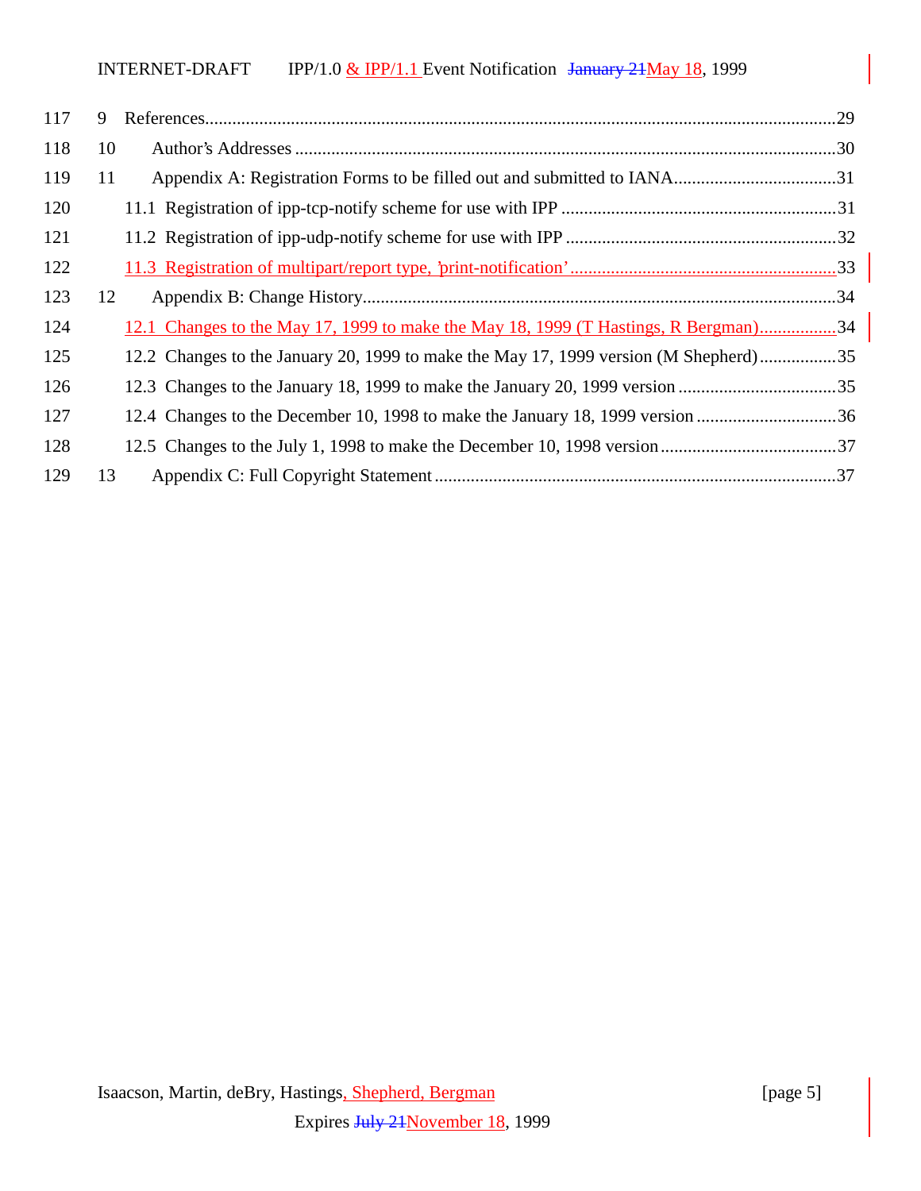117 9 References............................................................................................................................29

118 10 Author's Addresses ........................................................................................................30

119 11 Appendix A: Registration Forms to be filled out and submitted to IANA....................................31

120 11.1 Registration of ipp-tcp-notify scheme for use with IPP .............................................................31

121 11.2 Registration of ipp-udp-notify scheme for use with IPP ............................................................32

122 11.3 Registration of multipart/report type, 'print-notification'...........................................................33

123 12 Appendix B: Change History..........................................................................................34

124 12.1 Changes to the May 17, 1999 to make the May 18, 1999 (T Hastings, R Bergman).................34

125 12.2 Changes to the January 20, 1999 to make the May 17, 1999 version (M Shepherd).................35

126 12.3 Changes to the January 18, 1999 to make the January 20, 1999 version ...................................35

127 12.4 Changes to the December 10, 1998 to make the January 18, 1999 version ...............................36

128 12.5 Changes to the July 1, 1998 to make the December 10, 1998 version.......................................37

129 13 Appendix C: Full Copyright Statement ..........................................................................37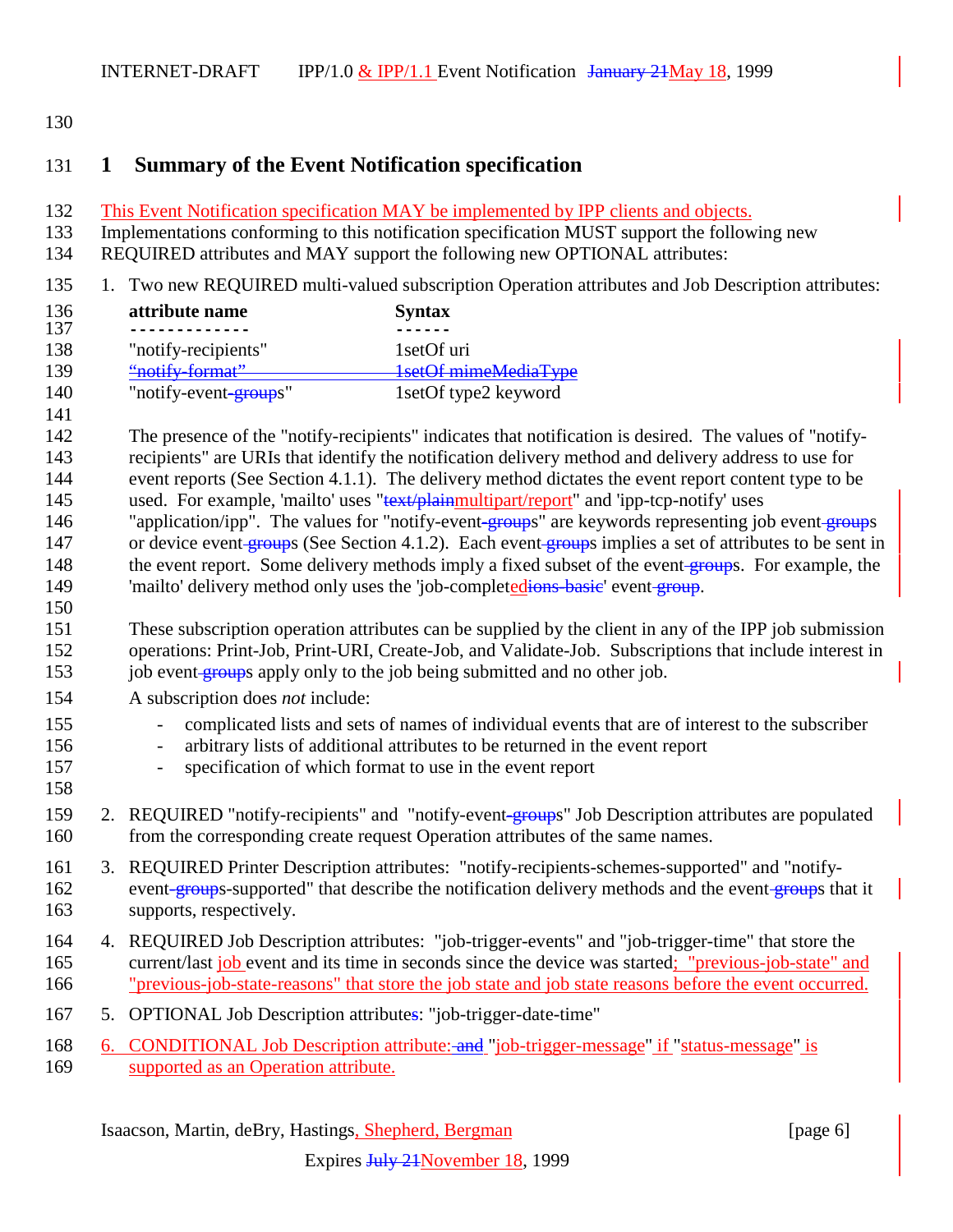# 1 Summary of the Event Notification specification

This Event Notification specification MAY be implemented by IPP clients and objects.
Implementations conforming to this notification specification MUST support the following new REQUIRED attributes and MAY support the following new OPTIONAL attributes:

1. Two new REQUIRED multi-valued subscription Operation attributes and Job Description attributes:

   | attribute name | Syntax |
   |---|---|
   | "notify-recipients" | 1setOf uri |
   | ~~"notify-format"~~ | ~~1setOf mimeMediaType~~ |
   | "notify-event~~-group~~s" | 1setOf type2 keyword |

   The presence of the "notify-recipients" indicates that notification is desired. The values of "notify-recipients" are URIs that identify the notification delivery method and delivery address to use for event reports (See Section 4.1.1). The delivery method dictates the event report content type to be used. For example, 'mailto' uses "~~text/plain~~multipart/report" and 'ipp-tcp-notify' uses "application/ipp". The values for "notify-event~~-group~~s" are keywords representing job event~~-group~~s or device event~~-group~~s (See Section 4.1.2). Each event~~-group~~s implies a set of attributes to be sent in the event report. Some delivery methods imply a fixed subset of the event~~-group~~s. For example, the 'mailto' delivery method only uses the 'job-complet~~ions-basic~~ed' event~~-group~~.

   These subscription operation attributes can be supplied by the client in any of the IPP job submission operations: Print-Job, Print-URI, Create-Job, and Validate-Job. Subscriptions that include interest in job event~~-group~~s apply only to the job being submitted and no other job.

   A subscription does *not* include:

   - complicated lists and sets of names of individual events that are of interest to the subscriber
   - arbitrary lists of additional attributes to be returned in the event report
   - specification of which format to use in the event report

2. REQUIRED "notify-recipients" and "notify-event~~-group~~s" Job Description attributes are populated from the corresponding create request Operation attributes of the same names.

3. REQUIRED Printer Description attributes: "notify-recipients-schemes-supported" and "notify-event~~-group~~s-supported" that describe the notification delivery methods and the event~~-group~~s that it supports, respectively.

4. REQUIRED Job Description attributes: "job-trigger-events" and "job-trigger-time" that store the current/last job event and its time in seconds since the device was started; "previous-job-state" and "previous-job-state-reasons" that store the job state and job state reasons before the event occurred.

5. OPTIONAL Job Description attribute~~s~~: "job-trigger-date-time"

6. CONDITIONAL Job Description attribute: ~~and~~ "job-trigger-message" if "status-message" is supported as an Operation attribute.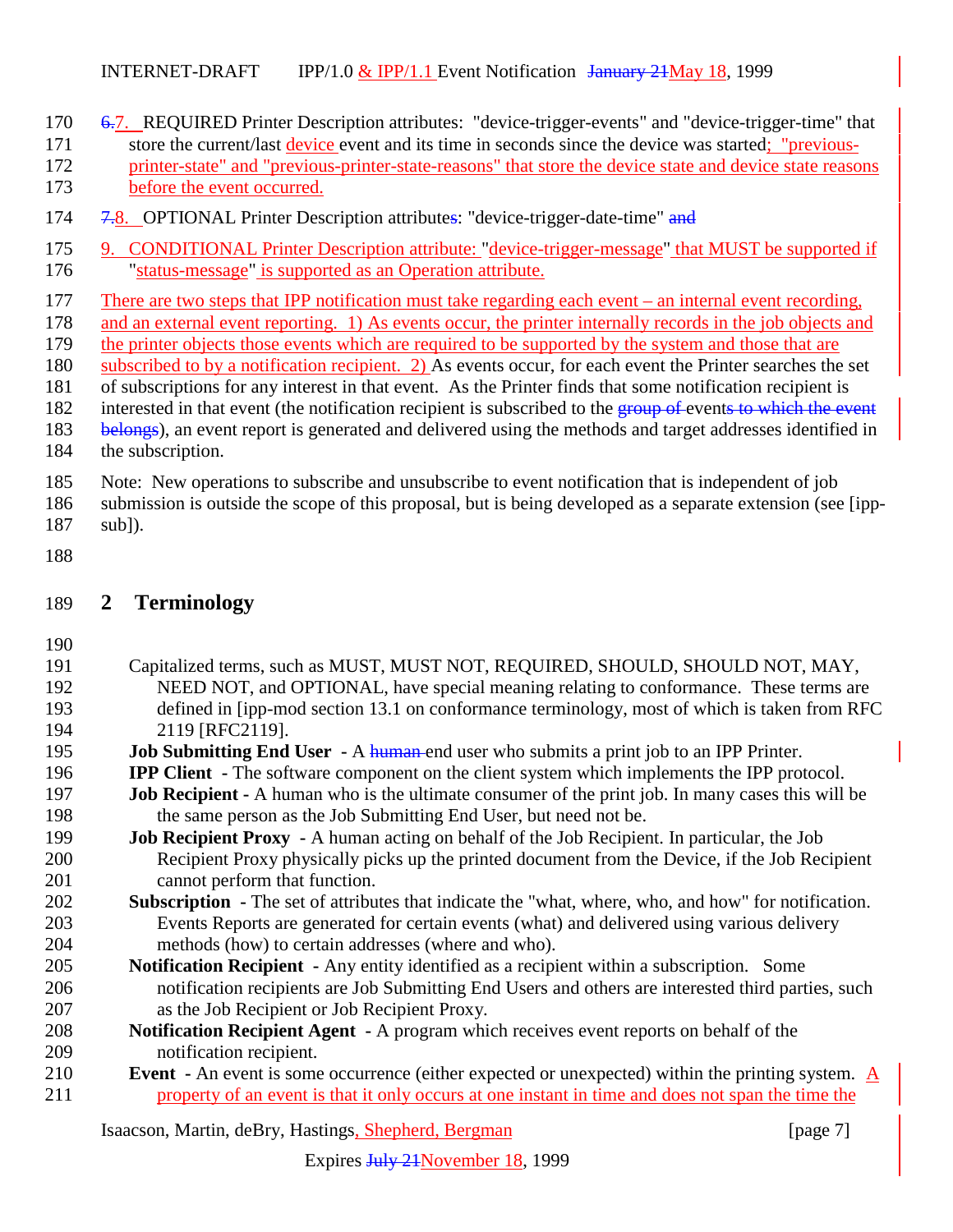6.7. REQUIRED Printer Description attributes: "device-trigger-events" and "device-trigger-time" that store the current/last device event and its time in seconds since the device was started; "previous-printer-state" and "previous-printer-state-reasons" that store the device state and device state reasons before the event occurred.

7.8. OPTIONAL Printer Description attributes: "device-trigger-date-time" and

9. CONDITIONAL Printer Description attribute: "device-trigger-message" that MUST be supported if "status-message" is supported as an Operation attribute.

There are two steps that IPP notification must take regarding each event – an internal event recording, and an external event reporting. 1) As events occur, the printer internally records in the job objects and the printer objects those events which are required to be supported by the system and those that are subscribed to by a notification recipient. 2) As events occur, for each event the Printer searches the set of subscriptions for any interest in that event. As the Printer finds that some notification recipient is interested in that event (the notification recipient is subscribed to the group of events to which the event belongs), an event report is generated and delivered using the methods and target addresses identified in the subscription.

Note: New operations to subscribe and unsubscribe to event notification that is independent of job submission is outside the scope of this proposal, but is being developed as a separate extension (see [ipp-sub]).

# 2 Terminology

Capitalized terms, such as MUST, MUST NOT, REQUIRED, SHOULD, SHOULD NOT, MAY, NEED NOT, and OPTIONAL, have special meaning relating to conformance. These terms are defined in [ipp-mod section 13.1 on conformance terminology, most of which is taken from RFC 2119 [RFC2119].

**Job Submitting End User** - A human end user who submits a print job to an IPP Printer.

**IPP Client** - The software component on the client system which implements the IPP protocol.

**Job Recipient** - A human who is the ultimate consumer of the print job. In many cases this will be the same person as the Job Submitting End User, but need not be.

**Job Recipient Proxy** - A human acting on behalf of the Job Recipient. In particular, the Job Recipient Proxy physically picks up the printed document from the Device, if the Job Recipient cannot perform that function.

**Subscription** - The set of attributes that indicate the "what, where, who, and how" for notification. Events Reports are generated for certain events (what) and delivered using various delivery methods (how) to certain addresses (where and who).

**Notification Recipient** - Any entity identified as a recipient within a subscription. Some notification recipients are Job Submitting End Users and others are interested third parties, such as the Job Recipient or Job Recipient Proxy.

**Notification Recipient Agent** - A program which receives event reports on behalf of the notification recipient.

**Event** - An event is some occurrence (either expected or unexpected) within the printing system. A property of an event is that it only occurs at one instant in time and does not span the time the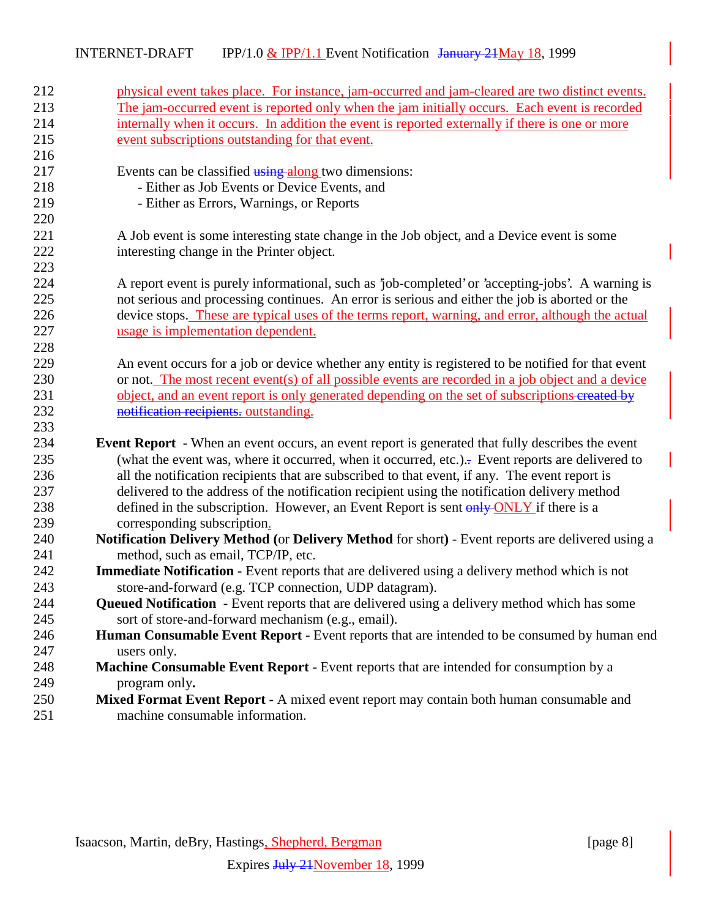physical event takes place. For instance, jam-occurred and jam-cleared are two distinct events. The jam-occurred event is reported only when the jam initially occurs. Each event is recorded internally when it occurs. In addition the event is reported externally if there is one or more event subscriptions outstanding for that event.

Events can be classified using along two dimensions:
- Either as Job Events or Device Events, and
- Either as Errors, Warnings, or Reports

A Job event is some interesting state change in the Job object, and a Device event is some interesting change in the Printer object.

A report event is purely informational, such as 'job-completed' or 'accepting-jobs'. A warning is not serious and processing continues. An error is serious and either the job is aborted or the device stops. These are typical uses of the terms report, warning, and error, although the actual usage is implementation dependent.

An event occurs for a job or device whether any entity is registered to be notified for that event or not. The most recent event(s) of all possible events are recorded in a job object and a device object, and an event report is only generated depending on the set of subscriptions created by notification recipients. outstanding.

**Event Report** - When an event occurs, an event report is generated that fully describes the event (what the event was, where it occurred, when it occurred, etc.).. Event reports are delivered to all the notification recipients that are subscribed to that event, if any. The event report is delivered to the address of the notification recipient using the notification delivery method defined in the subscription. However, an Event Report is sent only ONLY if there is a corresponding subscription.

**Notification Delivery Method (**or **Delivery Method** for short**)** - Event reports are delivered using a method, such as email, TCP/IP, etc.

**Immediate Notification -** Event reports that are delivered using a delivery method which is not store-and-forward (e.g. TCP connection, UDP datagram).

**Queued Notification -** Event reports that are delivered using a delivery method which has some sort of store-and-forward mechanism (e.g., email).

**Human Consumable Event Report -** Event reports that are intended to be consumed by human end users only.

**Machine Consumable Event Report -** Event reports that are intended for consumption by a program only**.**

**Mixed Format Event Report -** A mixed event report may contain both human consumable and machine consumable information.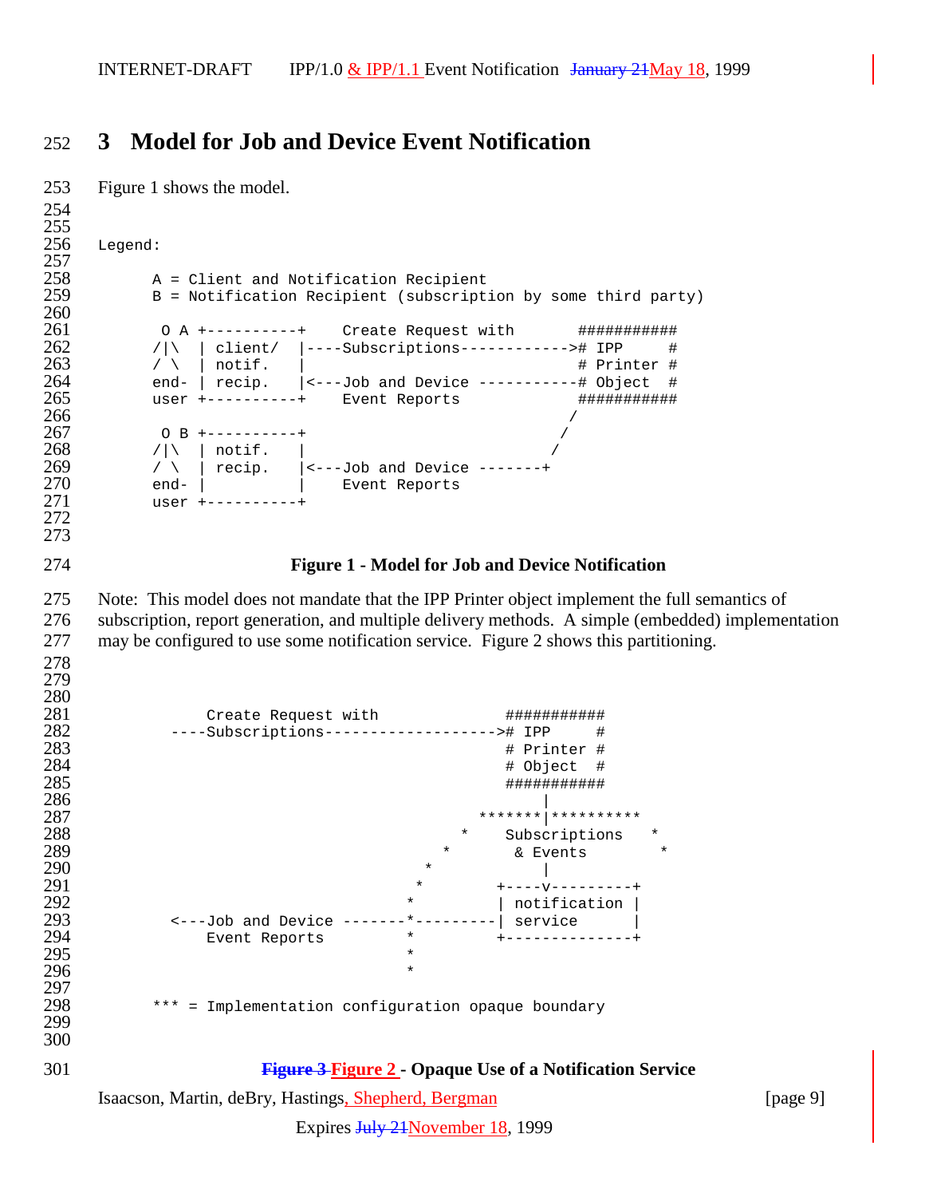# 3 Model for Job and Device Event Notification

Figure 1 shows the model.

```
Legend:

      A = Client and Notification Recipient
      B = Notification Recipient (subscription by some third party)

       O A +----------+    Create Request with       ###########
      /|\  | client/  |----Subscriptions------------># IPP     #
      / \  | notif.   |                              # Printer #
      end- | recip.   |<---Job and Device -----------# Object  #
      user +----------+    Event Reports             ###########
                                                    /
       O B +----------+                            /
      /|\  | notif.   |                           /
      / \  | recip.   |<---Job and Device -------+
      end- |          |    Event Reports
      user +----------+
```

**Figure 1 - Model for Job and Device Notification**

Note: This model does not mandate that the IPP Printer object implement the full semantics of subscription, report generation, and multiple delivery methods. A simple (embedded) implementation may be configured to use some notification service. Figure 2 shows this partitioning.

```
            Create Request with              ###########
        ----Subscriptions-------------------># IPP     #
                                             # Printer #
                                             # Object  #
                                             ###########
                                                  |
                                          *******|**********
                                        *    Subscriptions   *
                                      *       & Events        *
                                    *             |
                                   *         +----v---------+
                                  *          | notification |
        <---Job and Device -------*----------| service      |
            Event Reports         *          +--------------+
                                  *
                                  *

      *** = Implementation configuration opaque boundary
```

**~~Figure 3~~ Figure 2 - Opaque Use of a Notification Service**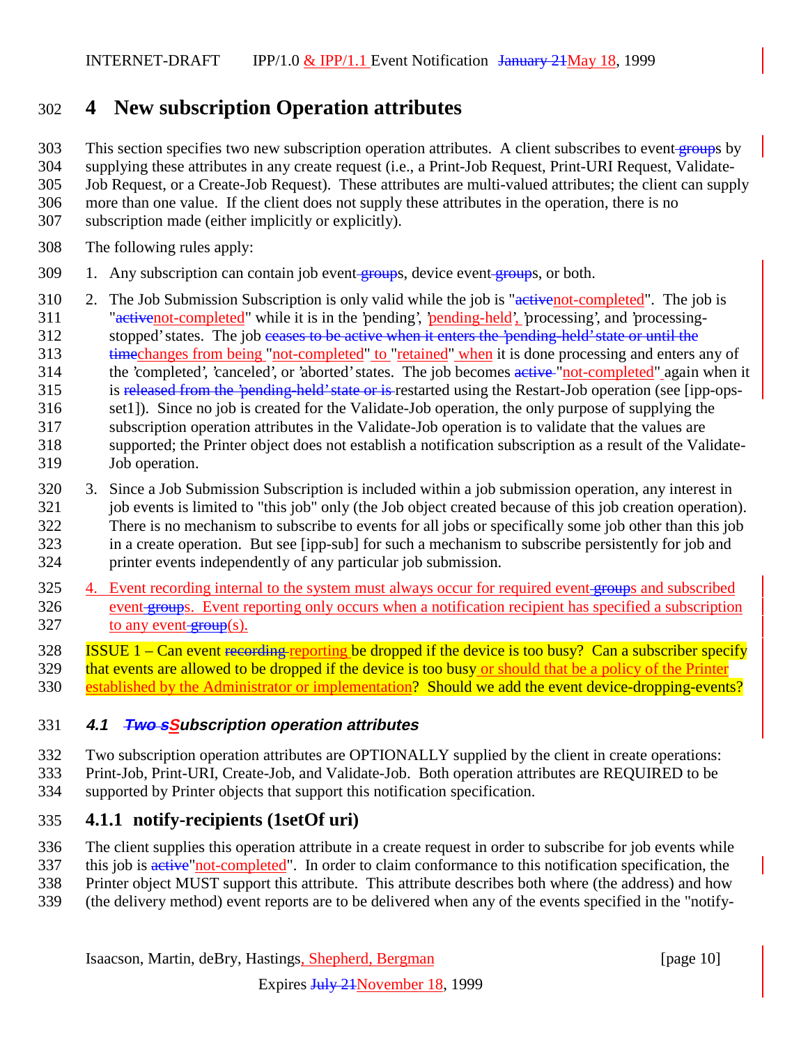# 4 New subscription Operation attributes

This section specifies two new subscription operation attributes. A client subscribes to event~~-groups~~s by supplying these attributes in any create request (i.e., a Print-Job Request, Print-URI Request, Validate-Job Request, or a Create-Job Request). These attributes are multi-valued attributes; the client can supply more than one value. If the client does not supply these attributes in the operation, there is no subscription made (either implicitly or explicitly).

The following rules apply:

1. Any subscription can contain job event~~-groups~~s, device event~~-groups~~s, or both.
2. The Job Submission Subscription is only valid while the job is "~~active~~not-completed". The job is "~~active~~not-completed" while it is in the 'pending', 'pending-held', 'processing', and 'processing-stopped' states. The job ~~ceases to be active when it enters the 'pending-held' state or until the time~~changes from being "not-completed" to "retained" when it is done processing and enters any of the 'completed', 'canceled', or 'aborted' states. The job becomes ~~active~~ "not-completed" again when it is ~~released from the 'pending-held' state or is~~ restarted using the Restart-Job operation (see [ipp-ops-set1]). Since no job is created for the Validate-Job operation, the only purpose of supplying the subscription operation attributes in the Validate-Job operation is to validate that the values are supported; the Printer object does not establish a notification subscription as a result of the Validate-Job operation.
3. Since a Job Submission Subscription is included within a job submission operation, any interest in job events is limited to "this job" only (the Job object created because of this job creation operation). There is no mechanism to subscribe to events for all jobs or specifically some job other than this job in a create operation. But see [ipp-sub] for such a mechanism to subscribe persistently for job and printer events independently of any particular job submission.
4. Event recording internal to the system must always occur for required event~~-groups~~s and subscribed event~~-groups~~s. Event reporting only occurs when a notification recipient has specified a subscription to any event~~-group~~(s).

ISSUE 1 – Can event ~~recording~~ reporting be dropped if the device is too busy? Can a subscriber specify that events are allowed to be dropped if the device is too busy or should that be a policy of the Printer established by the Administrator or implementation? Should we add the event device-dropping-events?

## 4.1 ~~Two s~~Subscription operation attributes

Two subscription operation attributes are OPTIONALLY supplied by the client in create operations: Print-Job, Print-URI, Create-Job, and Validate-Job. Both operation attributes are REQUIRED to be supported by Printer objects that support this notification specification.

### 4.1.1 notify-recipients (1setOf uri)

The client supplies this operation attribute in a create request in order to subscribe for job events while this job is ~~active~~"not-completed". In order to claim conformance to this notification specification, the Printer object MUST support this attribute. This attribute describes both where (the address) and how (the delivery method) event reports are to be delivered when any of the events specified in the "notify-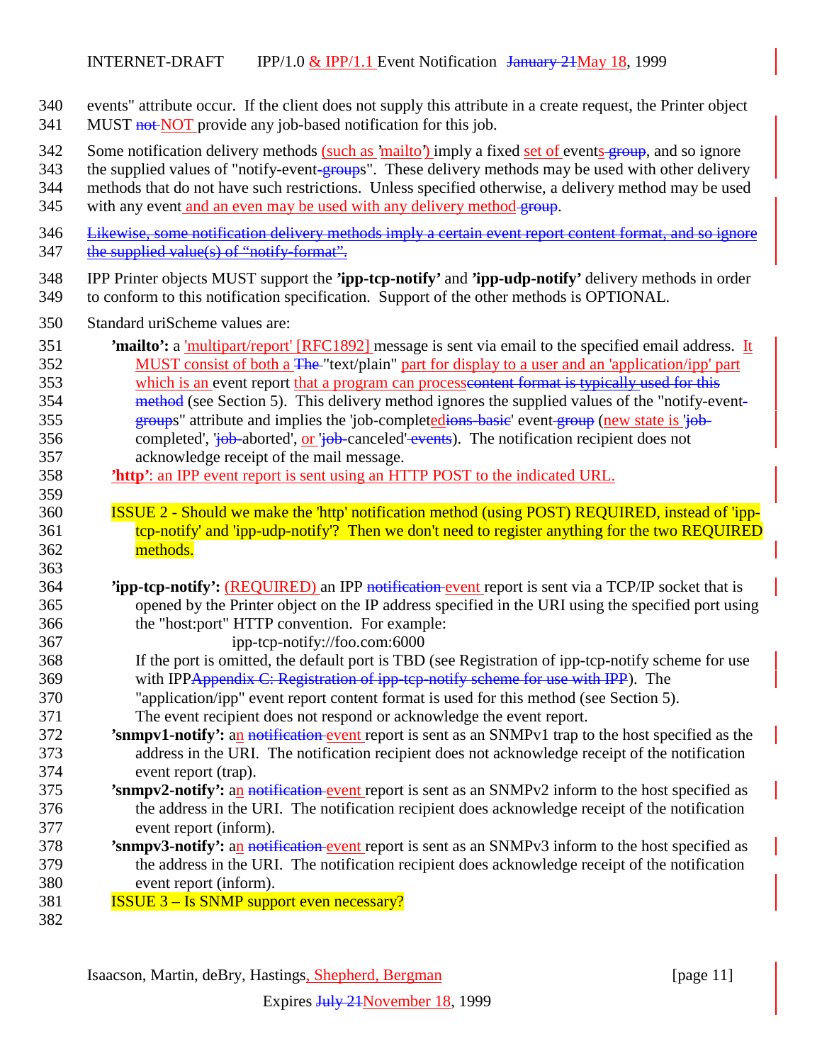events" attribute occur. If the client does not supply this attribute in a create request, the Printer object MUST ~~not~~ NOT provide any job-based notification for this job.

Some notification delivery methods (such as 'mailto') imply a fixed set of events~~ group~~, and so ignore the supplied values of "notify-event-~~group~~s". These delivery methods may be used with other delivery methods that do not have such restrictions. Unless specified otherwise, a delivery method may be used with any event and an even may be used with any delivery method~~ group~~.

~~Likewise, some notification delivery methods imply a certain event report content format, and so ignore the supplied value(s) of "notify-format".~~

IPP Printer objects MUST support the **'ipp-tcp-notify'** and **'ipp-udp-notify'** delivery methods in order to conform to this notification specification. Support of the other methods is OPTIONAL.

Standard uriScheme values are:

**'mailto':** a 'multipart/report' [RFC1892] message is sent via email to the specified email address. It MUST consist of both a ~~The~~ "text/plain" part for display to a user and an 'application/ipp' part which is an event report that a program can process~~content format is typically used for this method~~ (see Section 5). This delivery method ignores the supplied values of the "notify-event-~~group~~s" attribute and implies the 'job-completed~~ions-basic~~' event~~ group~~ (new state is '~~job-~~completed', '~~job-~~aborted', or '~~job-~~canceled'~~ events~~). The notification recipient does not acknowledge receipt of the mail message.

**'http'**: an IPP event report is sent using an HTTP POST to the indicated URL.

ISSUE 2 - Should we make the 'http' notification method (using POST) REQUIRED, instead of 'ipp-tcp-notify' and 'ipp-udp-notify'? Then we don't need to register anything for the two REQUIRED methods.

**'ipp-tcp-notify':** (REQUIRED) an IPP ~~notification~~ event report is sent via a TCP/IP socket that is opened by the Printer object on the IP address specified in the URI using the specified port using the "host:port" HTTP convention. For example:

```
ipp-tcp-notify://foo.com:6000
```

If the port is omitted, the default port is TBD (see Registration of ipp-tcp-notify scheme for use with IPP~~Appendix C: Registration of ipp-tcp-notify scheme for use with IPP~~). The "application/ipp" event report content format is used for this method (see Section 5). The event recipient does not respond or acknowledge the event report.

**'snmpv1-notify':** an ~~notification~~ event report is sent as an SNMPv1 trap to the host specified as the address in the URI. The notification recipient does not acknowledge receipt of the notification event report (trap).

**'snmpv2-notify':** an ~~notification~~ event report is sent as an SNMPv2 inform to the host specified as the address in the URI. The notification recipient does acknowledge receipt of the notification event report (inform).

**'snmpv3-notify':** an ~~notification~~ event report is sent as an SNMPv3 inform to the host specified as the address in the URI. The notification recipient does acknowledge receipt of the notification event report (inform).

ISSUE 3 – Is SNMP support even necessary?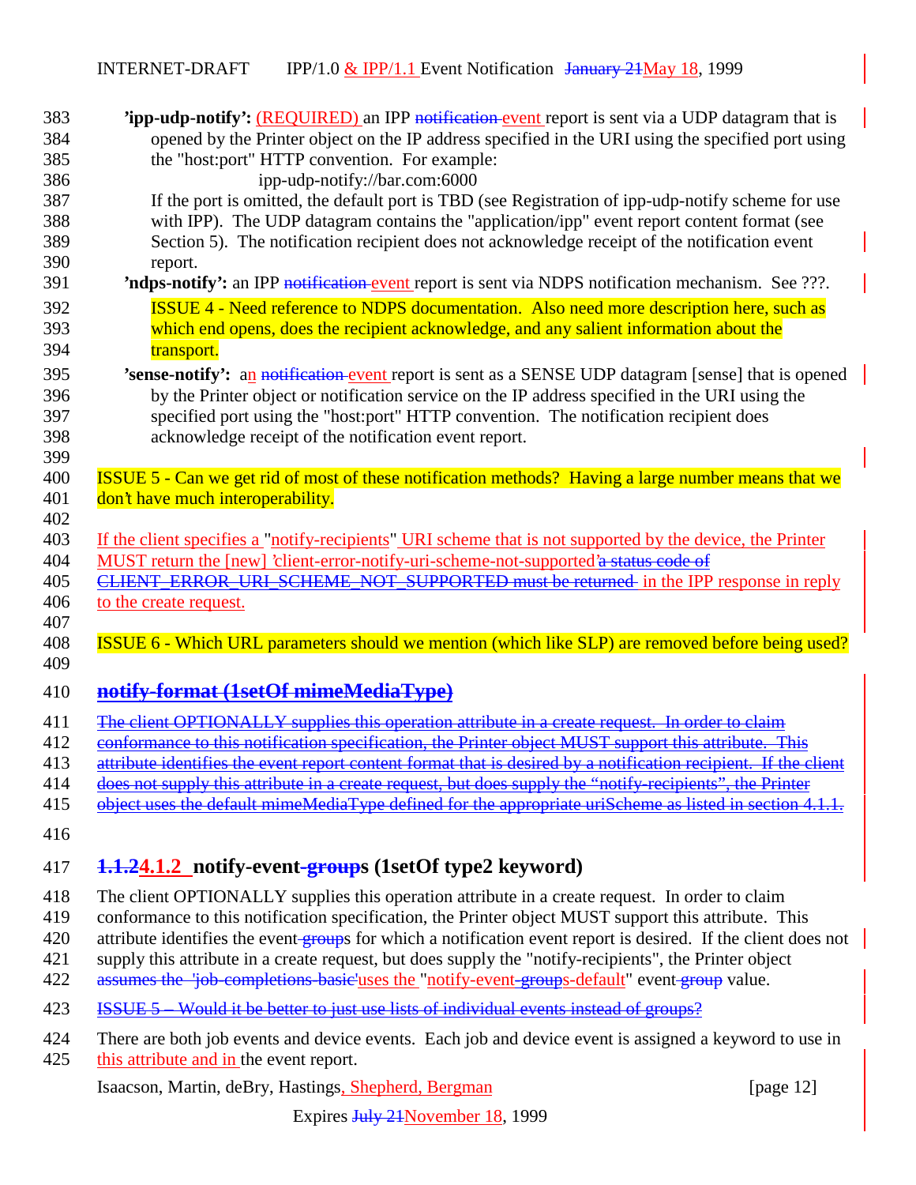**'ipp-udp-notify':** (REQUIRED) an IPP notification event report is sent via a UDP datagram that is opened by the Printer object on the IP address specified in the URI using the specified port using the "host:port" HTTP convention. For example:

ipp-udp-notify://bar.com:6000

If the port is omitted, the default port is TBD (see Registration of ipp-udp-notify scheme for use with IPP). The UDP datagram contains the "application/ipp" event report content format (see Section 5). The notification recipient does not acknowledge receipt of the notification event report.

**'ndps-notify':** an IPP notification event report is sent via NDPS notification mechanism. See ???.

ISSUE 4 - Need reference to NDPS documentation. Also need more description here, such as which end opens, does the recipient acknowledge, and any salient information about the transport.

**'sense-notify':** an notification event report is sent as a SENSE UDP datagram [sense] that is opened by the Printer object or notification service on the IP address specified in the URI using the specified port using the "host:port" HTTP convention. The notification recipient does acknowledge receipt of the notification event report.

ISSUE 5 - Can we get rid of most of these notification methods? Having a large number means that we don't have much interoperability.

If the client specifies a "notify-recipients" URI scheme that is not supported by the device, the Printer MUST return the [new] 'client-error-notify-uri-scheme-not-supported'a status code of CLIENT_ERROR_URI_SCHEME_NOT_SUPPORTED must be returned in the IPP response in reply to the create request.

ISSUE 6 - Which URL parameters should we mention (which like SLP) are removed before being used?

## ~~notify-format (1setOf mimeMediaType)~~

~~The client OPTIONALLY supplies this operation attribute in a create request. In order to claim conformance to this notification specification, the Printer object MUST support this attribute. This attribute identifies the event report content format that is desired by a notification recipient. If the client does not supply this attribute in a create request, but does supply the "notify-recipients", the Printer object uses the default mimeMediaType defined for the appropriate uriScheme as listed in section 4.1.1.~~

### ~~1.1.2~~4.1.2 notify-event-~~group~~s (1setOf type2 keyword)

The client OPTIONALLY supplies this operation attribute in a create request. In order to claim conformance to this notification specification, the Printer object MUST support this attribute. This attribute identifies the event-~~group~~s for which a notification event report is desired. If the client does not supply this attribute in a create request, but does supply the "notify-recipients", the Printer object ~~assumes the 'job-completions-basic'~~uses the "notify-event-~~group~~s-default" event-~~group~~ value.

~~ISSUE 5 – Would it be better to just use lists of individual events instead of groups?~~

There are both job events and device events. Each job and device event is assigned a keyword to use in this attribute and in the event report.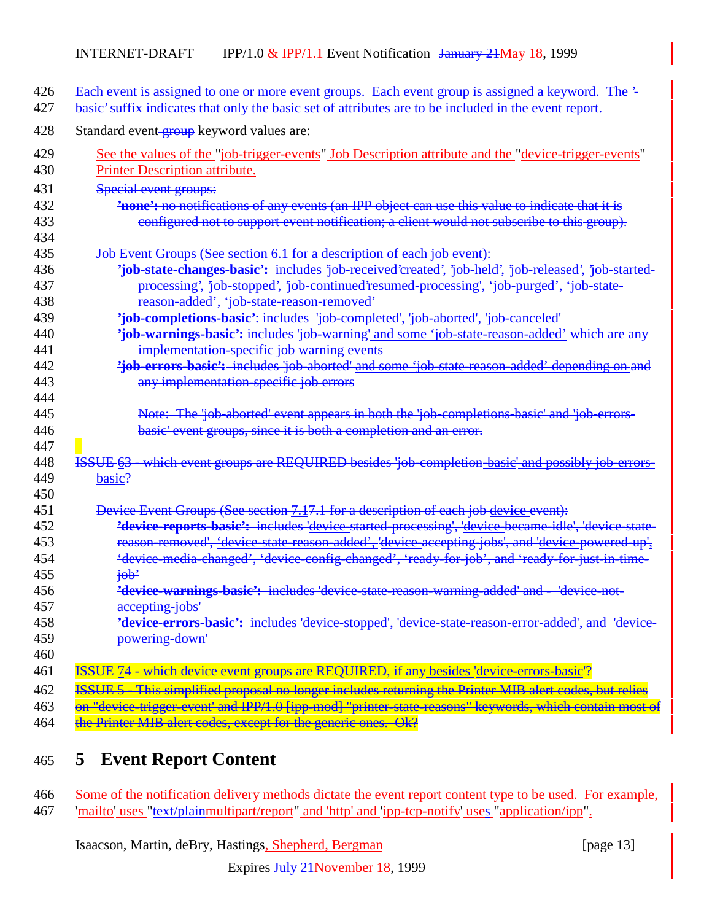426 Each event is assigned to one or more event groups. Each event group is assigned a keyword. The '-
427 basic' suffix indicates that only the basic set of attributes are to be included in the event report.

428 Standard event group keyword values are:

429 See the values of the "job-trigger-events" Job Description attribute and the "device-trigger-events"
430 Printer Description attribute.

431 Special event groups:
432 **'none':** no notifications of any events (an IPP object can use this value to indicate that it is
433 configured not to support event notification; a client would not subscribe to this group).
434
435 Job Event Groups (See section 6.1 for a description of each job event):
436 **'job-state-changes-basic':** includes 'job-received'created', 'job-held', 'job-released', 'job-started-
437 processing', 'job-stopped', 'job-continued'resumed-processing', 'job-purged', 'job-state-
438 reason-added', 'job-state-reason-removed'
439 **'job-completions-basic'**: includes 'job-completed', 'job-aborted', 'job-canceled'
440 **'job-warnings-basic':** includes 'job-warning' and some 'job-state-reason-added' which are any
441 implementation-specific job warning events
442 **'job-errors-basic':** includes 'job-aborted' and some 'job-state-reason-added' depending on and
443 any implementation-specific job errors
444
445 Note: The 'job-aborted' event appears in both the 'job-completions-basic' and 'job-errors-
446 basic' event groups, since it is both a completion and an error.
447
448 ISSUE 63 - which event groups are REQUIRED besides 'job-completion-basic' and possibly job-errors-
449 basic?
450
451 Device Event Groups (See section 7.17.1 for a description of each job device event):
452 **'device-reports-basic':** includes 'device-started-processing', 'device-became-idle', 'device-state-
453 reason-removed', 'device-state-reason-added', 'device-accepting-jobs', and 'device-powered-up',
454 'device-media-changed', 'device-config-changed', 'ready-for-job', and 'ready-for-just-in-time-
455 job'
456 **'device-warnings-basic':** includes 'device-state-reason-warning-added' and - 'device-not-
457 accepting-jobs'
458 **'device-errors-basic':** includes 'device-stopped', 'device-state-reason-error-added', and 'device-
459 powering-down'
460
461 ISSUE 74 - which device event groups are REQUIRED, if any besides 'device-errors-basic'?
462 ISSUE 5 - This simplified proposal no longer includes returning the Printer MIB alert codes, but relies
463 on "device-trigger-event' and IPP/1.0 [ipp-mod] "printer-state-reasons" keywords, which contain most of
464 the Printer MIB alert codes, except for the generic ones. Ok?

## 465 5 Event Report Content

466 Some of the notification delivery methods dictate the event report content type to be used. For example,
467 'mailto' uses "text/plainmultipart/report" and 'http' and 'ipp-tcp-notify' uses "application/ipp".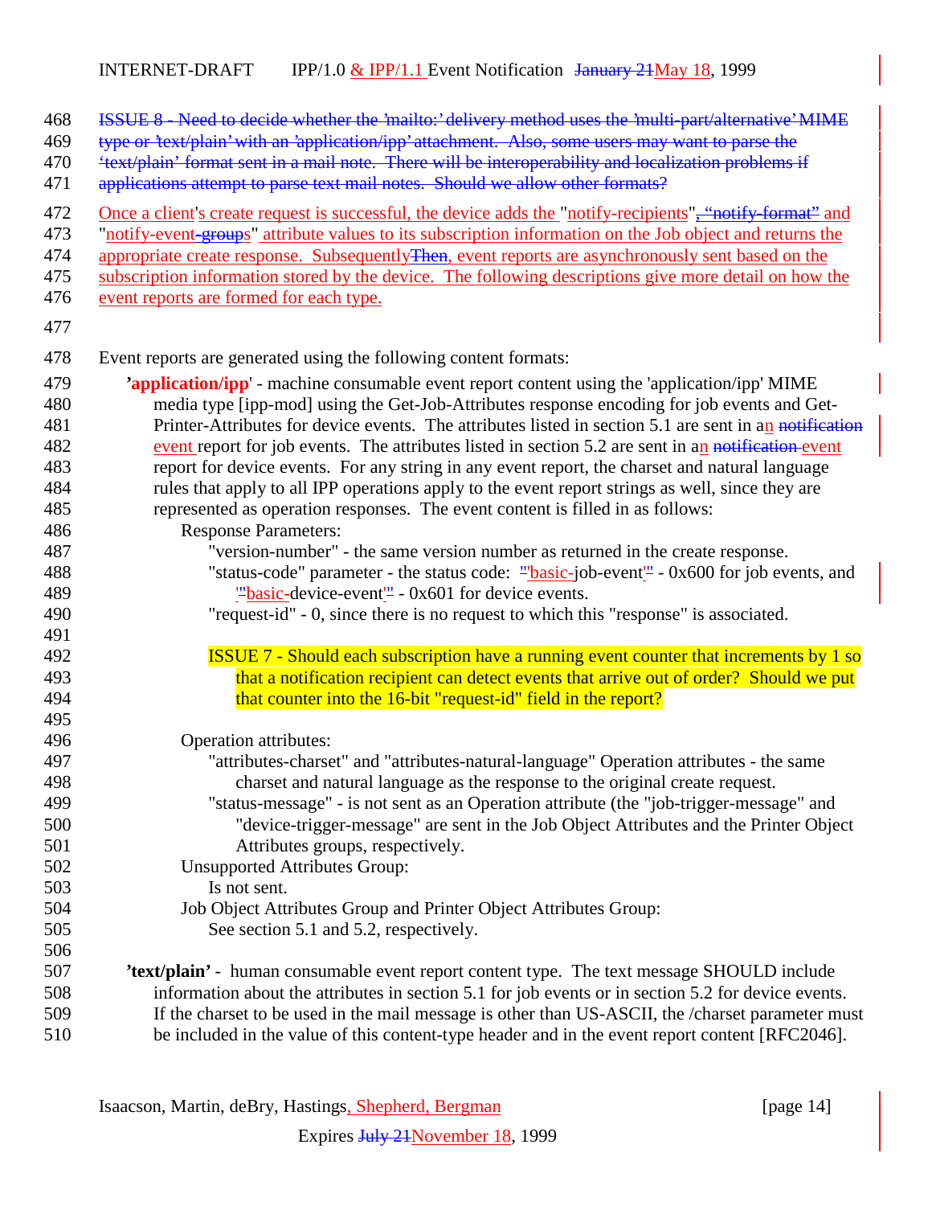~~ISSUE 8 - Need to decide whether the 'mailto:' delivery method uses the 'multi-part/alternative' MIME type or 'text/plain' with an 'application/ipp' attachment. Also, some users may want to parse the 'text/plain' format sent in a mail note. There will be interoperability and localization problems if applications attempt to parse text mail notes. Should we allow other formats?~~

Once a client's create request is successful, the device adds the "notify-recipients"~~, "notify-format"~~ and "notify-event~~-groups~~s" attribute values to its subscription information on the Job object and returns the appropriate create response. Subsequently~~Then~~, event reports are asynchronously sent based on the subscription information stored by the device. The following descriptions give more detail on how the event reports are formed for each type.

Event reports are generated using the following content formats:

**'application/ipp'** - machine consumable event report content using the 'application/ipp' MIME media type [ipp-mod] using the Get-Job-Attributes response encoding for job events and Get-Printer-Attributes for device events. The attributes listed in section 5.1 are sent in an ~~notification~~ event report for job events. The attributes listed in section 5.2 are sent in an ~~notification~~ event report for device events. For any string in any event report, the charset and natural language rules that apply to all IPP operations apply to the event report strings as well, since they are represented as operation responses. The event content is filled in as follows:

- Response Parameters:
  - "version-number" - the same version number as returned in the create response.
  - "status-code" parameter - the status code: ~~"~~'basic-job-event'~~"~~ - 0x600 for job events, and ~~"~~'basic-device-event'~~"~~ - 0x601 for device events.
  - "request-id" - 0, since there is no request to which this "response" is associated.

    ISSUE 7 - Should each subscription have a running event counter that increments by 1 so that a notification recipient can detect events that arrive out of order? Should we put that counter into the 16-bit "request-id" field in the report?

- Operation attributes:
  - "attributes-charset" and "attributes-natural-language" Operation attributes - the same charset and natural language as the response to the original create request.
  - "status-message" - is not sent as an Operation attribute (the "job-trigger-message" and "device-trigger-message" are sent in the Job Object Attributes and the Printer Object Attributes groups, respectively.
- Unsupported Attributes Group:
  - Is not sent.
- Job Object Attributes Group and Printer Object Attributes Group:
  - See section 5.1 and 5.2, respectively.

**'text/plain'** - human consumable event report content type. The text message SHOULD include information about the attributes in section 5.1 for job events or in section 5.2 for device events. If the charset to be used in the mail message is other than US-ASCII, the /charset parameter must be included in the value of this content-type header and in the event report content [RFC2046].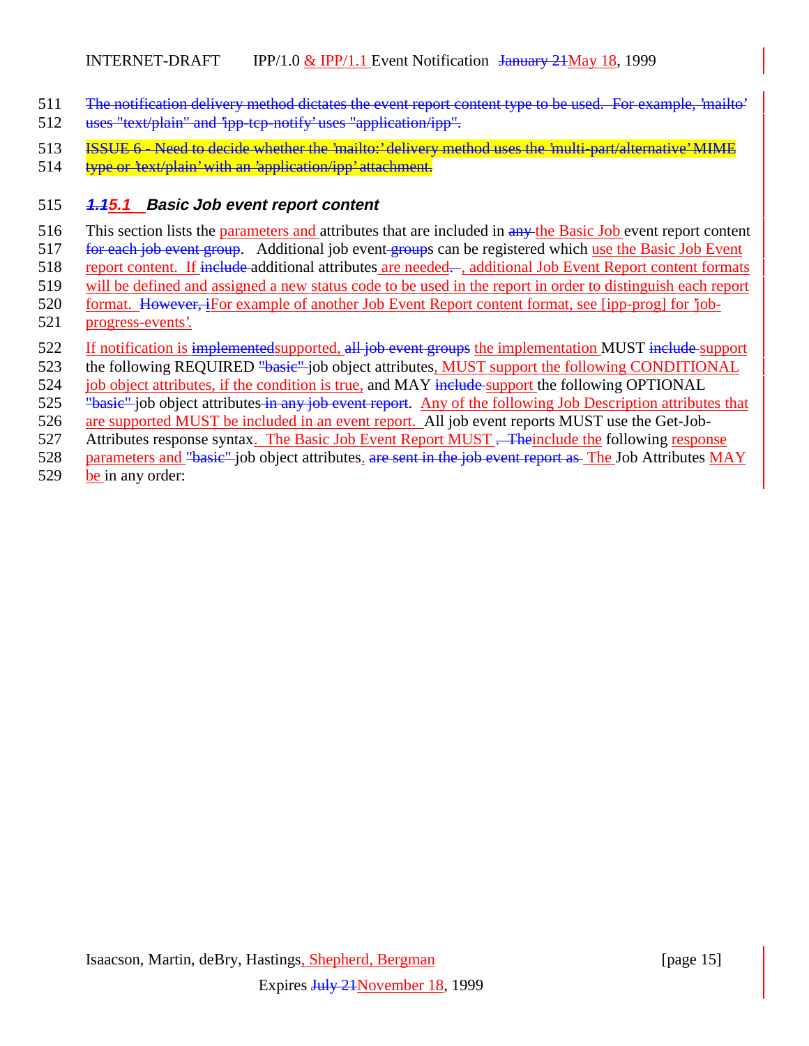The notification delivery method dictates the event report content type to be used. For example, 'mailto' uses "text/plain" and 'ipp-tcp-notify' uses "application/ipp".

ISSUE 6 - Need to decide whether the 'mailto:' delivery method uses the 'multi-part/alternative' MIME type or 'text/plain' with an 'application/ipp' attachment.

### 1.15.1 Basic Job event report content

This section lists the parameters and attributes that are included in any the Basic Job event report content for each job event group. Additional job event groups can be registered which use the Basic Job Event report content. If include additional attributes are needed. , additional Job Event Report content formats will be defined and assigned a new status code to be used in the report in order to distinguish each report format. However, iFor example of another Job Event Report content format, see [ipp-prog] for 'job-progress-events'.

If notification is implementedsupported, all job event groups the implementation MUST include support the following REQUIRED "basic" job object attributes, MUST support the following CONDITIONAL job object attributes, if the condition is true, and MAY include support the following OPTIONAL "basic" job object attributes in any job event report. Any of the following Job Description attributes that are supported MUST be included in an event report. All job event reports MUST use the Get-Job-Attributes response syntax. The Basic Job Event Report MUST . Theinclude the following response parameters and "basic" job object attributes. are sent in the job event report as The Job Attributes MAY be in any order: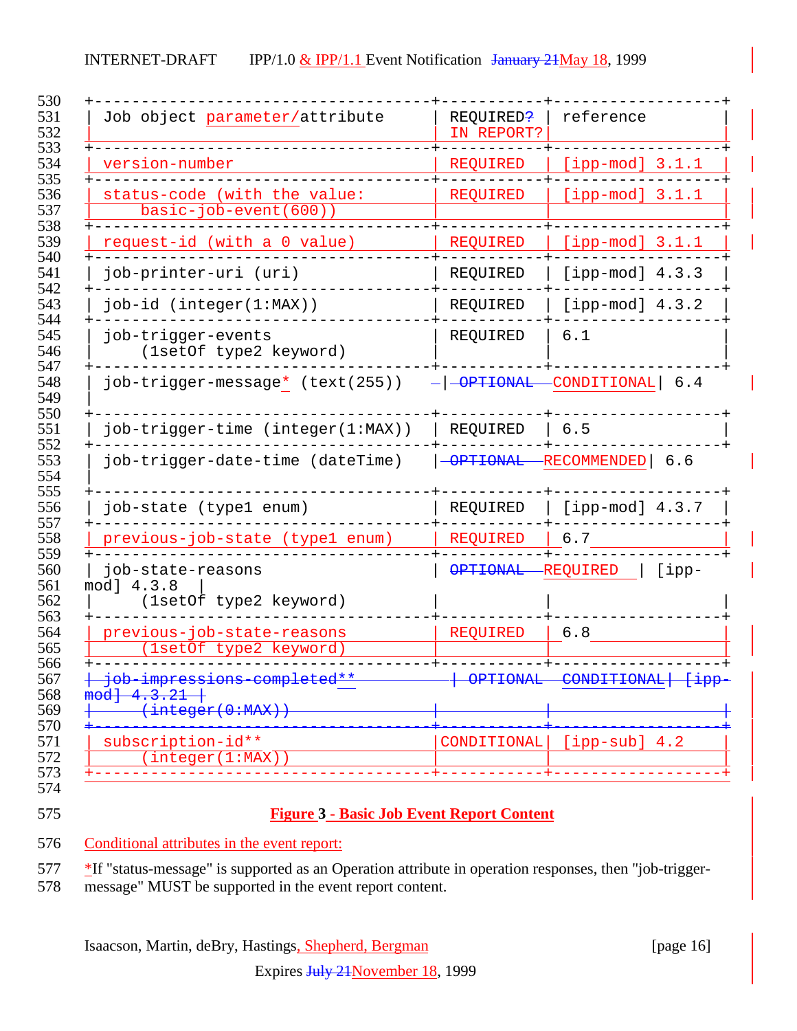| Job object parameter/attribute | REQUIRED IN REPORT? | reference |
|---|---|---|
| version-number | REQUIRED | [ipp-mod] 3.1.1 |
| status-code (with the value: basic-job-event(600)) | REQUIRED | [ipp-mod] 3.1.1 |
| request-id (with a 0 value) | REQUIRED | [ipp-mod] 3.1.1 |
| job-printer-uri (uri) | REQUIRED | [ipp-mod] 4.3.3 |
| job-id (integer(1:MAX)) | REQUIRED | [ipp-mod] 4.3.2 |
| job-trigger-events (1setOf type2 keyword) | REQUIRED | 6.1 |
| job-trigger-message* (text(255)) | ~~OPTIONAL~~ CONDITIONAL | 6.4 |
| job-trigger-time (integer(1:MAX)) | REQUIRED | 6.5 |
| job-trigger-date-time (dateTime) | ~~OPTIONAL~~ RECOMMENDED | 6.6 |
| job-state (type1 enum) | REQUIRED | [ipp-mod] 4.3.7 |
| previous-job-state (type1 enum) | REQUIRED | 6.7 |
| job-state-reasons (1setOf type2 keyword) | ~~OPTIONAL~~ REQUIRED | [ipp-mod] 4.3.8 |
| previous-job-state-reasons (1setOf type2 keyword) | REQUIRED | 6.8 |
| ~~job-impressions-completed** (integer(0:MAX))~~ | ~~OPTIONAL~~ | ~~CONDITIONAL [ipp-mod] 4.3.21~~ |
| subscription-id** (integer(1:MAX)) | CONDITIONAL | [ipp-sub] 4.2 |

**Figure 3 - Basic Job Event Report Content**

Conditional attributes in the event report:

*If "status-message" is supported as an Operation attribute in operation responses, then "job-trigger-message" MUST be supported in the event report content.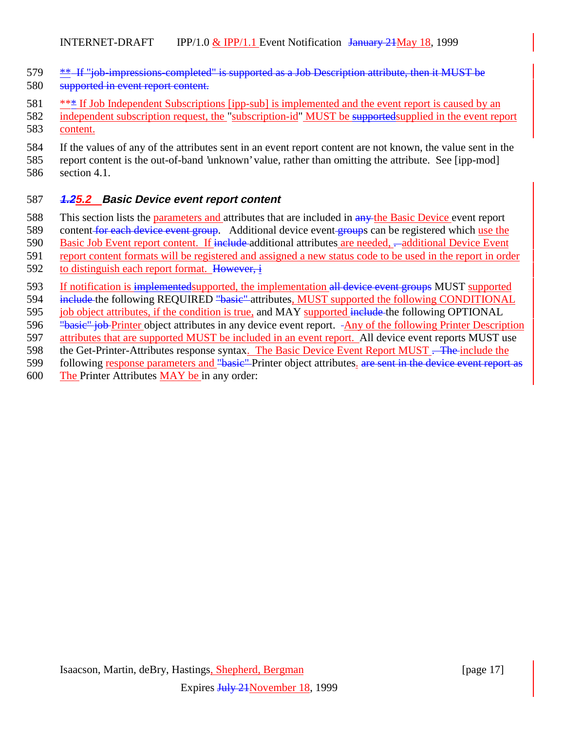** If "job-impressions-completed" is supported as a Job Description attribute, then it MUST be supported in event report content.

*** If Job Independent Subscriptions [ipp-sub] is implemented and the event report is caused by an independent subscription request, the "subscription-id" MUST be supportedsupplied in the event report content.

If the values of any of the attributes sent in an event report content are not known, the value sent in the report content is the out-of-band 'unknown' value, rather than omitting the attribute. See [ipp-mod] section 4.1.

### *1.25.2 Basic Device event report content*

This section lists the parameters and attributes that are included in any the Basic Device event report content for each device event group. Additional device event groups can be registered which use the Basic Job Event report content. If include additional attributes are needed, . additional Device Event report content formats will be registered and assigned a new status code to be used in the report in order to distinguish each report format. However, i

If notification is implementedsupported, the implementation all device event groups MUST supported include the following REQUIRED "basic" attributes, MUST supported the following CONDITIONAL job object attributes, if the condition is true, and MAY supported include the following OPTIONAL "basic" job Printer object attributes in any device event report. -Any of the following Printer Description attributes that are supported MUST be included in an event report. All device event reports MUST use the Get-Printer-Attributes response syntax. The Basic Device Event Report MUST . The include the following response parameters and "basic" Printer object attributes. are sent in the device event report as The Printer Attributes MAY be in any order: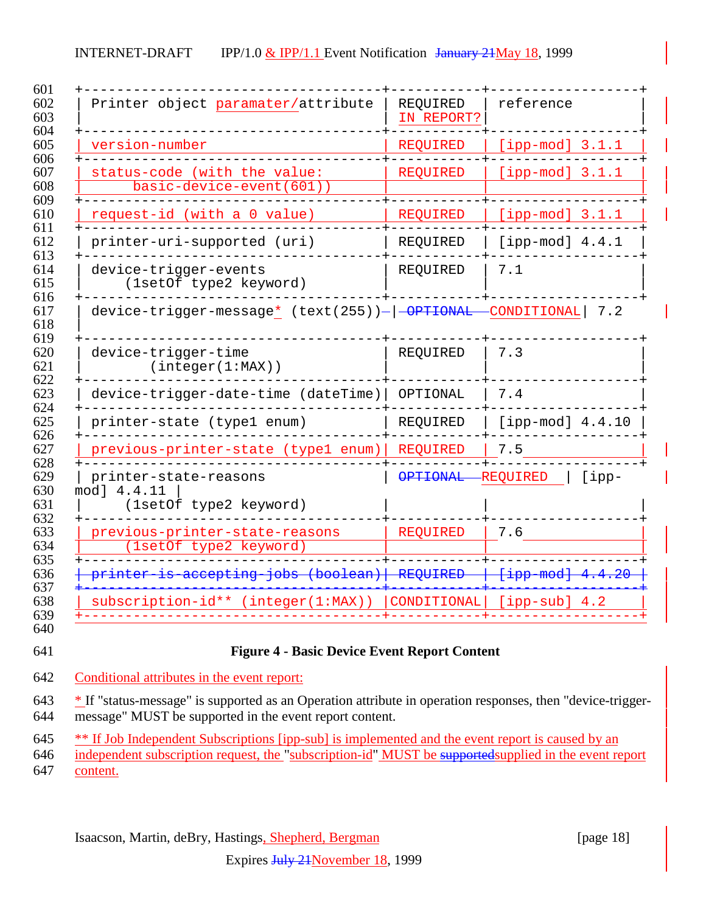| Printer object paramater/attribute | REQUIRED IN REPORT? | reference |
|---|---|---|
| version-number | REQUIRED | [ipp-mod] 3.1.1 |
| status-code (with the value: basic-device-event(601)) | REQUIRED | [ipp-mod] 3.1.1 |
| request-id (with a 0 value) | REQUIRED | [ipp-mod] 3.1.1 |
| printer-uri-supported (uri) | REQUIRED | [ipp-mod] 4.4.1 |
| device-trigger-events (1setOf type2 keyword) | REQUIRED | 7.1 |
| device-trigger-message* (text(255)) | ~~OPTIONAL~~ CONDITIONAL | 7.2 |
| device-trigger-time (integer(1:MAX)) | REQUIRED | 7.3 |
| device-trigger-date-time (dateTime) | OPTIONAL | 7.4 |
| printer-state (type1 enum) | REQUIRED | [ipp-mod] 4.4.10 |
| previous-printer-state (type1 enum) | REQUIRED | 7.5 |
| printer-state-reasons (1setOf type2 keyword) | ~~OPTIONAL~~ REQUIRED | [ipp-mod] 4.4.11 |
| previous-printer-state-reasons (1setOf type2 keyword) | REQUIRED | 7.6 |
| ~~printer-is-accepting-jobs (boolean)~~ | ~~REQUIRED~~ | ~~[ipp-mod] 4.4.20~~ |
| subscription-id** (integer(1:MAX)) | CONDITIONAL | [ipp-sub] 4.2 |

**Figure 4 - Basic Device Event Report Content**

Conditional attributes in the event report:

* If "status-message" is supported as an Operation attribute in operation responses, then "device-trigger-message" MUST be supported in the event report content.

** If Job Independent Subscriptions [ipp-sub] is implemented and the event report is caused by an independent subscription request, the "subscription-id" MUST be ~~supported~~supplied in the event report content.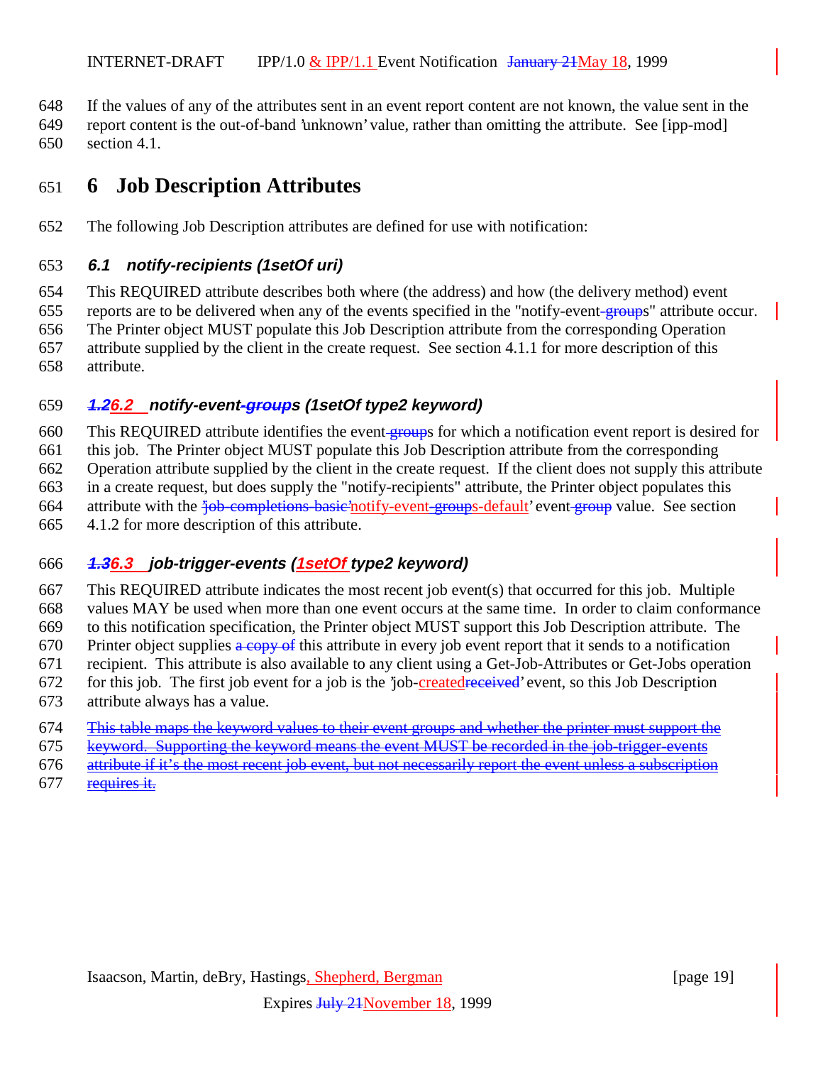If the values of any of the attributes sent in an event report content are not known, the value sent in the report content is the out-of-band 'unknown' value, rather than omitting the attribute. See [ipp-mod] section 4.1.

# 6 Job Description Attributes

The following Job Description attributes are defined for use with notification:

### 6.1 notify-recipients (1setOf uri)

This REQUIRED attribute describes both where (the address) and how (the delivery method) event reports are to be delivered when any of the events specified in the "notify-event-groups" attribute occur. The Printer object MUST populate this Job Description attribute from the corresponding Operation attribute supplied by the client in the create request. See section 4.1.1 for more description of this attribute.

### ~~1.2~~6.2 notify-event-~~group~~s (1setOf type2 keyword)

This REQUIRED attribute identifies the event-~~group~~s for which a notification event report is desired for this job. The Printer object MUST populate this Job Description attribute from the corresponding Operation attribute supplied by the client in the create request. If the client does not supply this attribute in a create request, but does supply the "notify-recipients" attribute, the Printer object populates this attribute with the '~~job-completions-basic~~'notify-event-~~group~~s-default' event-~~group~~ value. See section 4.1.2 for more description of this attribute.

### ~~1.3~~6.3 job-trigger-events (1setOf type2 keyword)

This REQUIRED attribute indicates the most recent job event(s) that occurred for this job. Multiple values MAY be used when more than one event occurs at the same time. In order to claim conformance to this notification specification, the Printer object MUST support this Job Description attribute. The Printer object supplies ~~a copy of~~ this attribute in every job event report that it sends to a notification recipient. This attribute is also available to any client using a Get-Job-Attributes or Get-Jobs operation for this job. The first job event for a job is the 'job-created~~received~~' event, so this Job Description attribute always has a value.

~~This table maps the keyword values to their event groups and whether the printer must support the keyword. Supporting the keyword means the event MUST be recorded in the job-trigger-events attribute if it's the most recent job event, but not necessarily report the event unless a subscription requires it.~~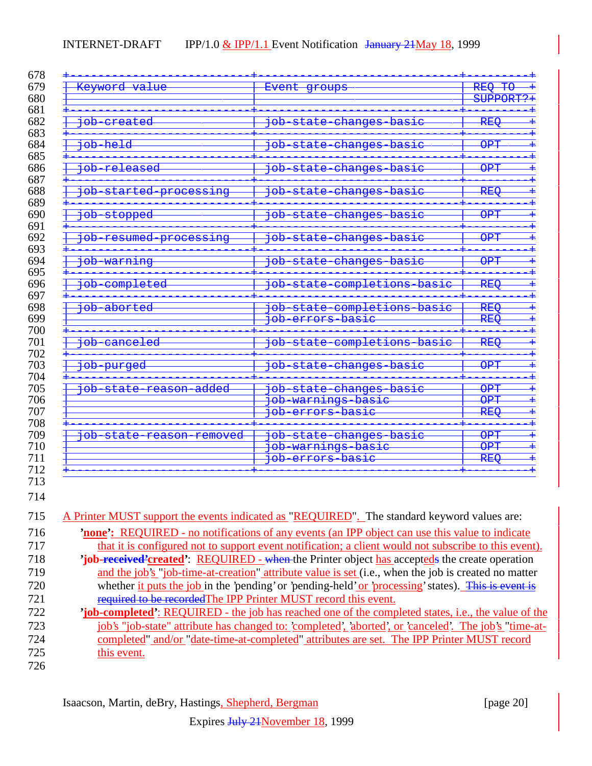| Keyword value | Event groups | REQ TO SUPPORT? |
|---|---|---|
| job-created | job-state-changes-basic | REQ |
| job-held | job-state-changes-basic | OPT |
| job-released | job-state-changes-basic | OPT |
| job-started-processing | job-state-changes-basic | REQ |
| job-stopped | job-state-changes-basic | OPT |
| job-resumed-processing | job-state-changes-basic | OPT |
| job-warning | job-state-changes-basic | OPT |
| job-completed | job-state-completions-basic | REQ |
| job-aborted | job-state-completions-basic | REQ |
| | job-errors-basic | REQ |
| job-canceled | job-state-completions-basic | REQ |
| job-purged | job-state-changes-basic | OPT |
| job-state-reason-added | job-state-changes-basic | OPT |
| | job-warnings-basic | OPT |
| | job-errors-basic | REQ |
| job-state-reason-removed | job-state-changes-basic | OPT |
| | job-warnings-basic | OPT |
| | job-errors-basic | REQ |

A Printer MUST support the events indicated as "REQUIRED". The standard keyword values are:

**'none'**: REQUIRED - no notifications of any events (an IPP object can use this value to indicate that it is configured not to support event notification; a client would not subscribe to this event).

**'job-received'created'**: REQUIRED - when the Printer object has accepteds the create operation and the job's "job-time-at-creation" attribute value is set (i.e., when the job is created no matter whether it puts the job in the 'pending' or 'pending-held' or 'processing' states). This is event is required to be recordedThe IPP Printer MUST record this event.

**'job-completed'**: REQUIRED - the job has reached one of the completed states, i.e., the value of the job's "job-state" attribute has changed to: 'completed', 'aborted', or 'canceled'. The job's "time-at-completed" and/or "date-time-at-completed" attributes are set. The IPP Printer MUST record this event.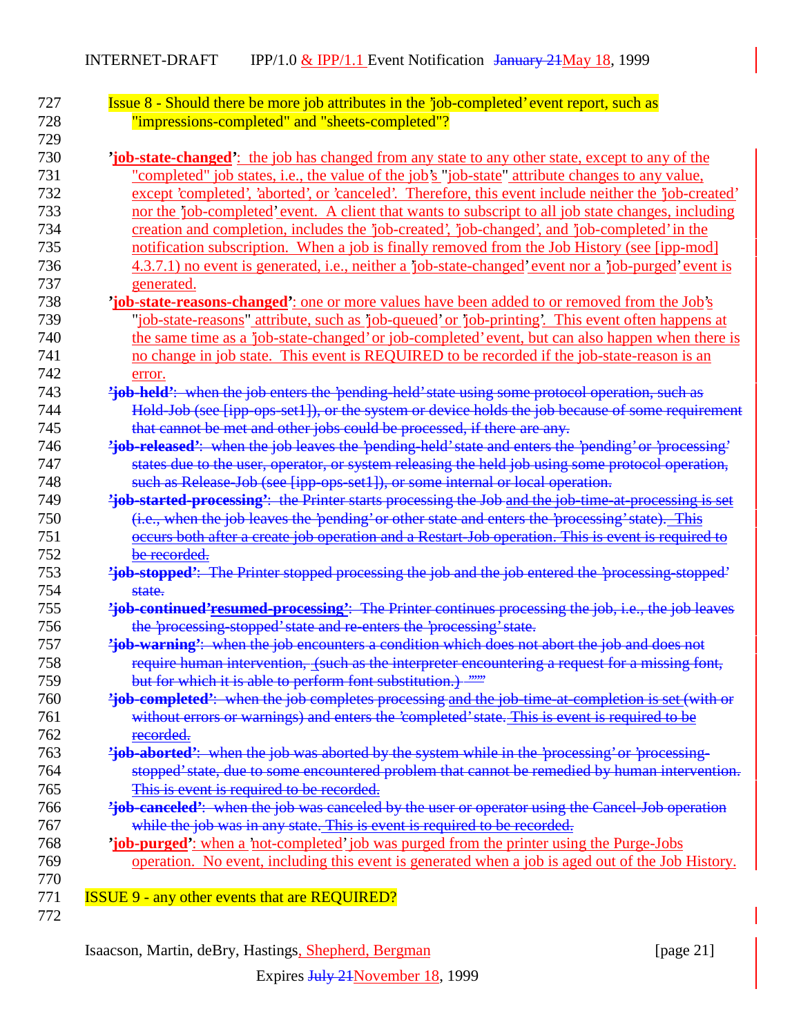Issue 8 - Should there be more job attributes in the 'job-completed' event report, such as "impressions-completed" and "sheets-completed"?

**'job-state-changed'**: the job has changed from any state to any other state, except to any of the "completed" job states, i.e., the value of the job's "job-state" attribute changes to any value, except 'completed', 'aborted', or 'canceled'. Therefore, this event include neither the 'job-created' nor the 'job-completed' event. A client that wants to subscript to all job state changes, including creation and completion, includes the 'job-created', 'job-changed', and 'job-completed' in the notification subscription. When a job is finally removed from the Job History (see [ipp-mod] 4.3.7.1) no event is generated, i.e., neither a 'job-state-changed' event nor a 'job-purged' event is generated.

**'job-state-reasons-changed'**: one or more values have been added to or removed from the Job's "job-state-reasons" attribute, such as 'job-queued' or 'job-printing'. This event often happens at the same time as a 'job-state-changed' or job-completed' event, but can also happen when there is no change in job state. This event is REQUIRED to be recorded if the job-state-reason is an error.

~~**'job-held'**: when the job enters the 'pending-held' state using some protocol operation, such as Hold-Job (see [ipp-ops-set1]), or the system or device holds the job because of some requirement that cannot be met and other jobs could be processed, if there are any.~~

~~**'job-released'**: when the job leaves the 'pending-held' state and enters the 'pending' or 'processing' states due to the user, operator, or system releasing the held job using some protocol operation, such as Release-Job (see [ipp-ops-set1]), or some internal or local operation.~~

~~**'job-started-processing'**: the Printer starts processing the Job and the job-time-at-processing is set (i.e., when the job leaves the 'pending' or other state and enters the 'processing' state). This occurs both after a create job operation and a Restart-Job operation. This is event is required to be recorded.~~

~~**'job-stopped'**: The Printer stopped processing the job and the job entered the 'processing-stopped' state.~~

~~**'job-continued'resumed-processing'**: The Printer continues processing the job, i.e., the job leaves the 'processing-stopped' state and re-enters the 'processing' state.~~

~~**'job-warning'**: when the job encounters a condition which does not abort the job and does not require human intervention, (such as the interpreter encountering a request for a missing font, but for which it is able to perform font substitution.) ""~~

~~**'job-completed'**: when the job completes processing and the job-time-at-completion is set (with or without errors or warnings) and enters the 'completed' state. This is event is required to be recorded.~~

~~**'job-aborted'**: when the job was aborted by the system while in the 'processing' or 'processing-stopped' state, due to some encountered problem that cannot be remedied by human intervention. This is event is required to be recorded.~~

~~**'job-canceled'**: when the job was canceled by the user or operator using the Cancel-Job operation while the job was in any state. This is event is required to be recorded.~~

**'job-purged'**: when a 'not-completed' job was purged from the printer using the Purge-Jobs operation. No event, including this event is generated when a job is aged out of the Job History.

ISSUE 9 - any other events that are REQUIRED?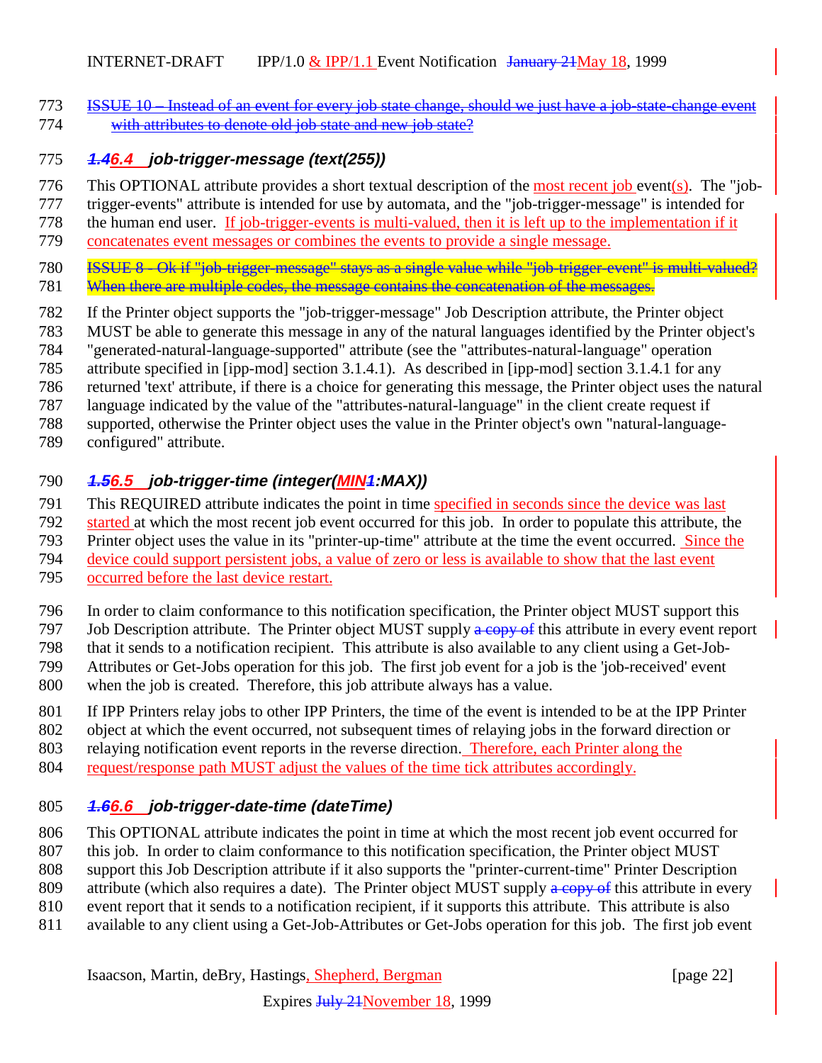ISSUE 10 – Instead of an event for every job state change, should we just have a job-state-change event with attributes to denote old job state and new job state?

### 1.46.4 job-trigger-message (text(255))

This OPTIONAL attribute provides a short textual description of the most recent job event(s). The "job-trigger-events" attribute is intended for use by automata, and the "job-trigger-message" is intended for the human end user. If job-trigger-events is multi-valued, then it is left up to the implementation if it concatenates event messages or combines the events to provide a single message.

ISSUE 8 - Ok if "job-trigger-message" stays as a single value while "job-trigger-event" is multi-valued? When there are multiple codes, the message contains the concatenation of the messages.

If the Printer object supports the "job-trigger-message" Job Description attribute, the Printer object MUST be able to generate this message in any of the natural languages identified by the Printer object's "generated-natural-language-supported" attribute (see the "attributes-natural-language" operation attribute specified in [ipp-mod] section 3.1.4.1). As described in [ipp-mod] section 3.1.4.1 for any returned 'text' attribute, if there is a choice for generating this message, the Printer object uses the natural language indicated by the value of the "attributes-natural-language" in the client create request if supported, otherwise the Printer object uses the value in the Printer object's own "natural-language-configured" attribute.

### 1.56.5 job-trigger-time (integer(MIN1:MAX))

This REQUIRED attribute indicates the point in time specified in seconds since the device was last started at which the most recent job event occurred for this job. In order to populate this attribute, the Printer object uses the value in its "printer-up-time" attribute at the time the event occurred. Since the device could support persistent jobs, a value of zero or less is available to show that the last event occurred before the last device restart.

In order to claim conformance to this notification specification, the Printer object MUST support this Job Description attribute. The Printer object MUST supply a copy of this attribute in every event report that it sends to a notification recipient. This attribute is also available to any client using a Get-Job-Attributes or Get-Jobs operation for this job. The first job event for a job is the 'job-received' event when the job is created. Therefore, this job attribute always has a value.

If IPP Printers relay jobs to other IPP Printers, the time of the event is intended to be at the IPP Printer object at which the event occurred, not subsequent times of relaying jobs in the forward direction or relaying notification event reports in the reverse direction. Therefore, each Printer along the request/response path MUST adjust the values of the time tick attributes accordingly.

### 1.66.6 job-trigger-date-time (dateTime)

This OPTIONAL attribute indicates the point in time at which the most recent job event occurred for this job. In order to claim conformance to this notification specification, the Printer object MUST support this Job Description attribute if it also supports the "printer-current-time" Printer Description attribute (which also requires a date). The Printer object MUST supply a copy of this attribute in every event report that it sends to a notification recipient, if it supports this attribute. This attribute is also available to any client using a Get-Job-Attributes or Get-Jobs operation for this job. The first job event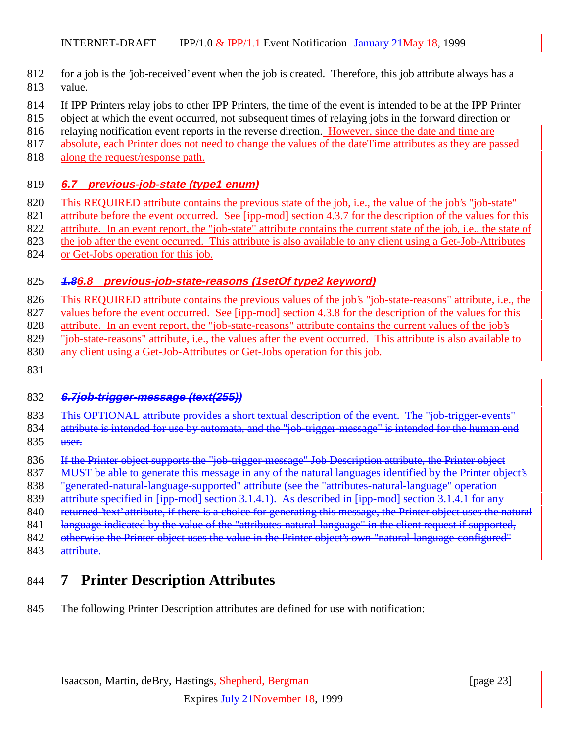for a job is the 'job-received' event when the job is created. Therefore, this job attribute always has a value.

If IPP Printers relay jobs to other IPP Printers, the time of the event is intended to be at the IPP Printer object at which the event occurred, not subsequent times of relaying jobs in the forward direction or relaying notification event reports in the reverse direction. However, since the date and time are absolute, each Printer does not need to change the values of the dateTime attributes as they are passed along the request/response path.

### 6.7 previous-job-state (type1 enum)

This REQUIRED attribute contains the previous state of the job, i.e., the value of the job's "job-state" attribute before the event occurred. See [ipp-mod] section 4.3.7 for the description of the values for this attribute. In an event report, the "job-state" attribute contains the current state of the job, i.e., the state of the job after the event occurred. This attribute is also available to any client using a Get-Job-Attributes or Get-Jobs operation for this job.

### ~~1.8~~6.8 previous-job-state-reasons (1setOf type2 keyword)

This REQUIRED attribute contains the previous values of the job's "job-state-reasons" attribute, i.e., the values before the event occurred. See [ipp-mod] section 4.3.8 for the description of the values for this attribute. In an event report, the "job-state-reasons" attribute contains the current values of the job's "job-state-reasons" attribute, i.e., the values after the event occurred. This attribute is also available to any client using a Get-Job-Attributes or Get-Jobs operation for this job.

### ~~6.7job-trigger-message (text(255))~~

~~This OPTIONAL attribute provides a short textual description of the event. The "job-trigger-events" attribute is intended for use by automata, and the "job-trigger-message" is intended for the human end user.~~

~~If the Printer object supports the "job-trigger-message" Job Description attribute, the Printer object MUST be able to generate this message in any of the natural languages identified by the Printer object's "generated-natural-language-supported" attribute (see the "attributes-natural-language" operation attribute specified in [ipp-mod] section 3.1.4.1). As described in [ipp-mod] section 3.1.4.1 for any returned 'text' attribute, if there is a choice for generating this message, the Printer object uses the natural language indicated by the value of the "attributes-natural-language" in the client request if supported, otherwise the Printer object uses the value in the Printer object's own "natural-language-configured" attribute.~~

# 7 Printer Description Attributes

The following Printer Description attributes are defined for use with notification: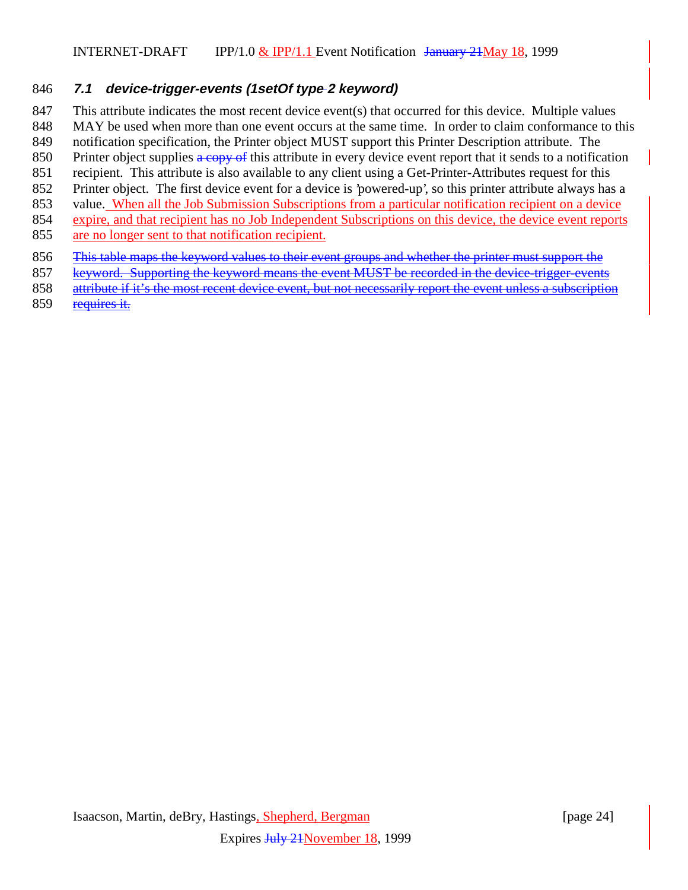### 7.1 device-trigger-events (1setOf type 2 keyword)

This attribute indicates the most recent device event(s) that occurred for this device. Multiple values MAY be used when more than one event occurs at the same time. In order to claim conformance to this notification specification, the Printer object MUST support this Printer Description attribute. The Printer object supplies ~~a copy of~~ this attribute in every device event report that it sends to a notification recipient. This attribute is also available to any client using a Get-Printer-Attributes request for this Printer object. The first device event for a device is 'powered-up', so this printer attribute always has a value. When all the Job Submission Subscriptions from a particular notification recipient on a device expire, and that recipient has no Job Independent Subscriptions on this device, the device event reports are no longer sent to that notification recipient.

~~This table maps the keyword values to their event groups and whether the printer must support the keyword. Supporting the keyword means the event MUST be recorded in the device-trigger-events attribute if it's the most recent device event, but not necessarily report the event unless a subscription requires it.~~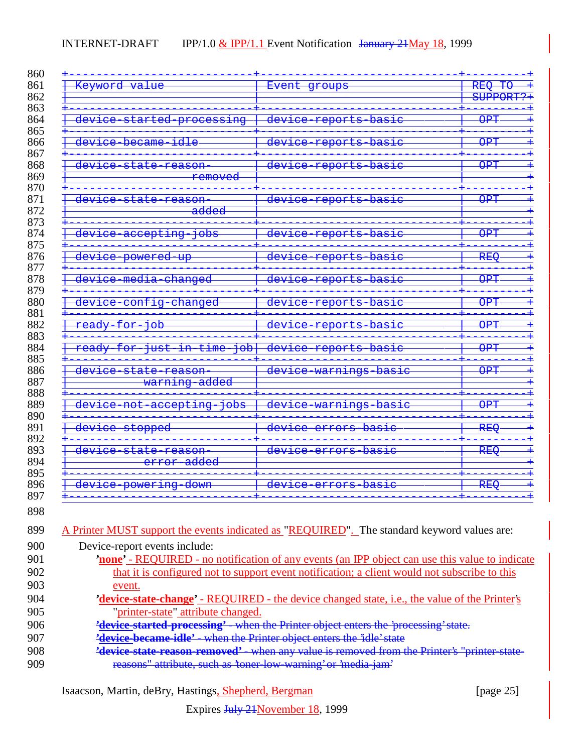| Keyword value | Event groups | REQ TO SUPPORT? |
|---|---|---|
| device-started-processing | device-reports-basic | OPT |
| device-became-idle | device-reports-basic | OPT |
| device-state-reason-removed | device-reports-basic | OPT |
| device-state-reason-added | device-reports-basic | OPT |
| device-accepting-jobs | device-reports-basic | OPT |
| device-powered-up | device-reports-basic | REQ |
| device-media-changed | device-reports-basic | OPT |
| device-config-changed | device-reports-basic | OPT |
| ready-for-job | device-reports-basic | OPT |
| ready-for-just-in-time-job | device-reports-basic | OPT |
| device-state-reason-warning-added | device-warnings-basic | OPT |
| device-not-accepting-jobs | device-warnings-basic | OPT |
| device-stopped | device-errors-basic | REQ |
| device-state-reason-error-added | device-errors-basic | REQ |
| device-powering-down | device-errors-basic | REQ |

A Printer MUST support the events indicated as "REQUIRED". The standard keyword values are:

Device-report events include:

- **'none'** - REQUIRED - no notification of any events (an IPP object can use this value to indicate that it is configured not to support event notification; a client would not subscribe to this event.
- **'device-state-change'** - REQUIRED - the device changed state, i.e., the value of the Printer's "printer-state" attribute changed.
- **'device-started-processing'** - when the Printer object enters the 'processing' state.
- **'device-became-idle'** - when the Printer object enters the 'idle' state
- **'device-state-reason-removed'** - when any value is removed from the Printer's "printer-state-reasons" attribute, such as 'toner-low-warning' or 'media-jam'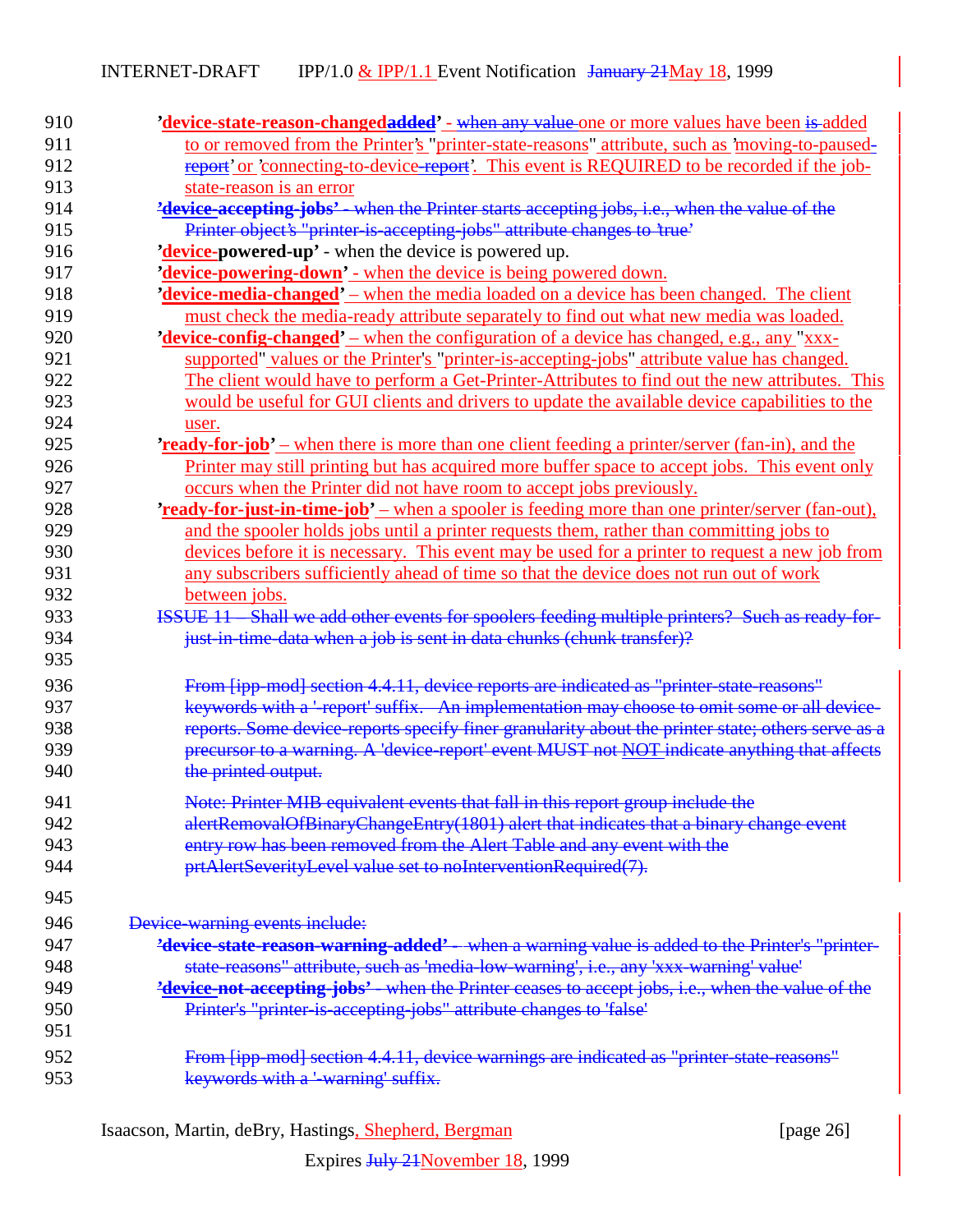**'device-state-reason-changedadded'** - when any value one or more values have been is added to or removed from the Printer's "printer-state-reasons" attribute, such as 'moving-to-paused-report' or 'connecting-to-device-report'. This event is REQUIRED to be recorded if the job-state-reason is an error

**'device-accepting-jobs'** - when the Printer starts accepting jobs, i.e., when the value of the Printer object's "printer-is-accepting-jobs" attribute changes to 'true'

**'device-powered-up'** - when the device is powered up.

**'device-powering-down'** - when the device is being powered down.

**'device-media-changed'** – when the media loaded on a device has been changed. The client must check the media-ready attribute separately to find out what new media was loaded.

**'device-config-changed'** – when the configuration of a device has changed, e.g., any "xxx-supported" values or the Printer's "printer-is-accepting-jobs" attribute value has changed. The client would have to perform a Get-Printer-Attributes to find out the new attributes. This would be useful for GUI clients and drivers to update the available device capabilities to the user.

**'ready-for-job'** – when there is more than one client feeding a printer/server (fan-in), and the Printer may still printing but has acquired more buffer space to accept jobs. This event only occurs when the Printer did not have room to accept jobs previously.

**'ready-for-just-in-time-job'** – when a spooler is feeding more than one printer/server (fan-out), and the spooler holds jobs until a printer requests them, rather than committing jobs to devices before it is necessary. This event may be used for a printer to request a new job from any subscribers sufficiently ahead of time so that the device does not run out of work between jobs.

ISSUE 11 – Shall we add other events for spoolers feeding multiple printers? Such as ready-for-just-in-time-data when a job is sent in data chunks (chunk transfer)?

From [ipp-mod] section 4.4.11, device reports are indicated as "printer-state-reasons" keywords with a '-report' suffix. An implementation may choose to omit some or all device-reports. Some device-reports specify finer granularity about the printer state; others serve as a precursor to a warning. A 'device-report' event MUST not NOT indicate anything that affects the printed output.

Note: Printer MIB equivalent events that fall in this report group include the alertRemovalOfBinaryChangeEntry(1801) alert that indicates that a binary change event entry row has been removed from the Alert Table and any event with the prtAlertSeverityLevel value set to noInterventionRequired(7).

Device-warning events include:

**'device-state-reason-warning-added'** - when a warning value is added to the Printer's "printer-state-reasons" attribute, such as 'media-low-warning', i.e., any 'xxx-warning' value'

**'device-not-accepting-jobs'** - when the Printer ceases to accept jobs, i.e., when the value of the Printer's "printer-is-accepting-jobs" attribute changes to 'false'

From [ipp-mod] section 4.4.11, device warnings are indicated as "printer-state-reasons" keywords with a '-warning' suffix.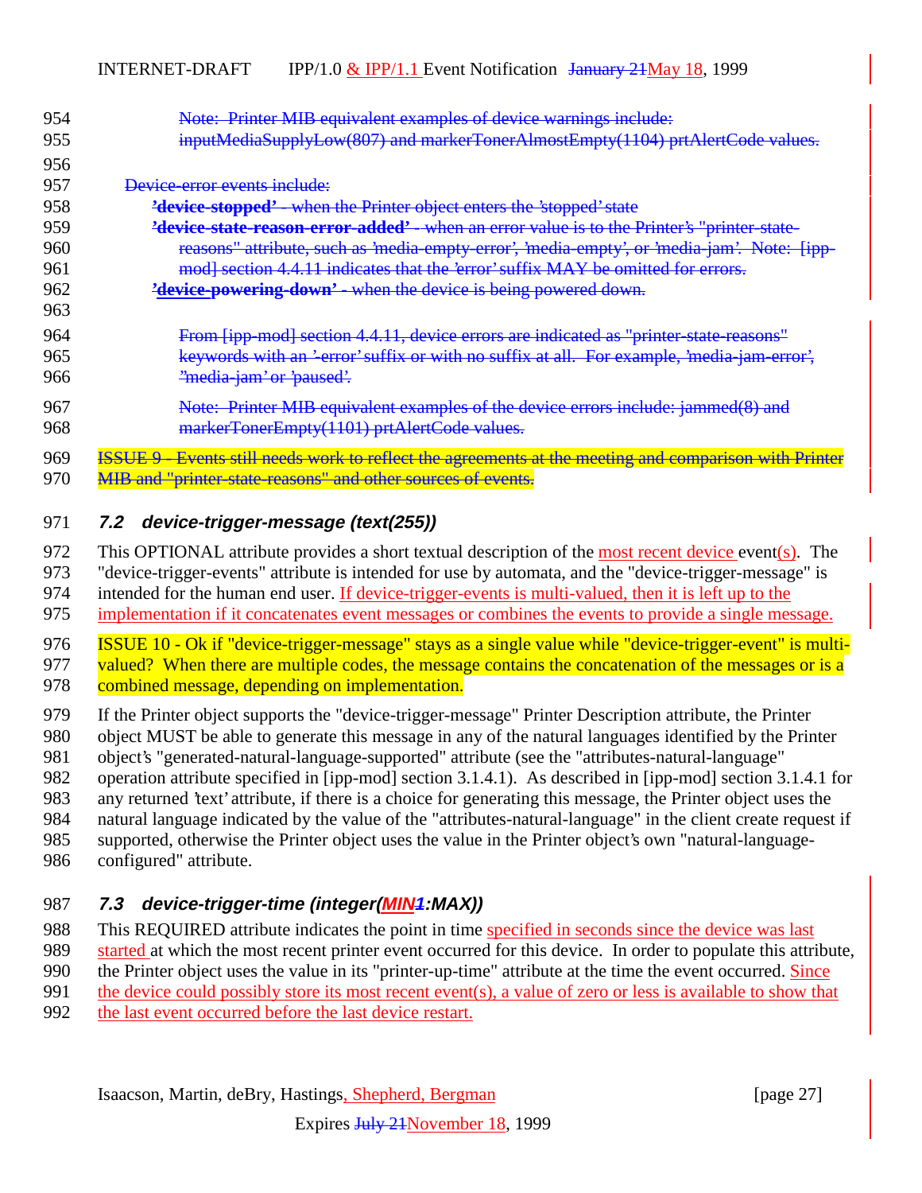Note: Printer MIB equivalent examples of device warnings include: inputMediaSupplyLow(807) and markerTonerAlmostEmpty(1104) prtAlertCode values.

Device-error events include:

**'device-stopped'** - when the Printer object enters the 'stopped' state

**'device-state-reason-error-added'** - when an error value is to the Printer's "printer-state-reasons" attribute, such as 'media-empty-error', 'media-empty', or 'media-jam'. Note: [ipp-mod] section 4.4.11 indicates that the 'error' suffix MAY be omitted for errors.

**'device-powering-down'** - when the device is being powered down.

From [ipp-mod] section 4.4.11, device errors are indicated as "printer-state-reasons" keywords with an '-error' suffix or with no suffix at all. For example, 'media-jam-error', "media-jam' or 'paused'.

Note: Printer MIB equivalent examples of the device errors include: jammed(8) and markerTonerEmpty(1101) prtAlertCode values.

ISSUE 9 - Events still needs work to reflect the agreements at the meeting and comparison with Printer MIB and "printer-state-reasons" and other sources of events.

### *7.2 device-trigger-message (text(255))*

This OPTIONAL attribute provides a short textual description of the most recent device event(s). The "device-trigger-events" attribute is intended for use by automata, and the "device-trigger-message" is intended for the human end user. If device-trigger-events is multi-valued, then it is left up to the implementation if it concatenates event messages or combines the events to provide a single message.

ISSUE 10 - Ok if "device-trigger-message" stays as a single value while "device-trigger-event" is multi-valued? When there are multiple codes, the message contains the concatenation of the messages or is a combined message, depending on implementation.

If the Printer object supports the "device-trigger-message" Printer Description attribute, the Printer object MUST be able to generate this message in any of the natural languages identified by the Printer object's "generated-natural-language-supported" attribute (see the "attributes-natural-language" operation attribute specified in [ipp-mod] section 3.1.4.1). As described in [ipp-mod] section 3.1.4.1 for any returned 'text' attribute, if there is a choice for generating this message, the Printer object uses the natural language indicated by the value of the "attributes-natural-language" in the client create request if supported, otherwise the Printer object uses the value in the Printer object's own "natural-language-configured" attribute.

### *7.3 device-trigger-time (integer(MIN1:MAX))*

This REQUIRED attribute indicates the point in time specified in seconds since the device was last started at which the most recent printer event occurred for this device. In order to populate this attribute, the Printer object uses the value in its "printer-up-time" attribute at the time the event occurred. Since the device could possibly store its most recent event(s), a value of zero or less is available to show that the last event occurred before the last device restart.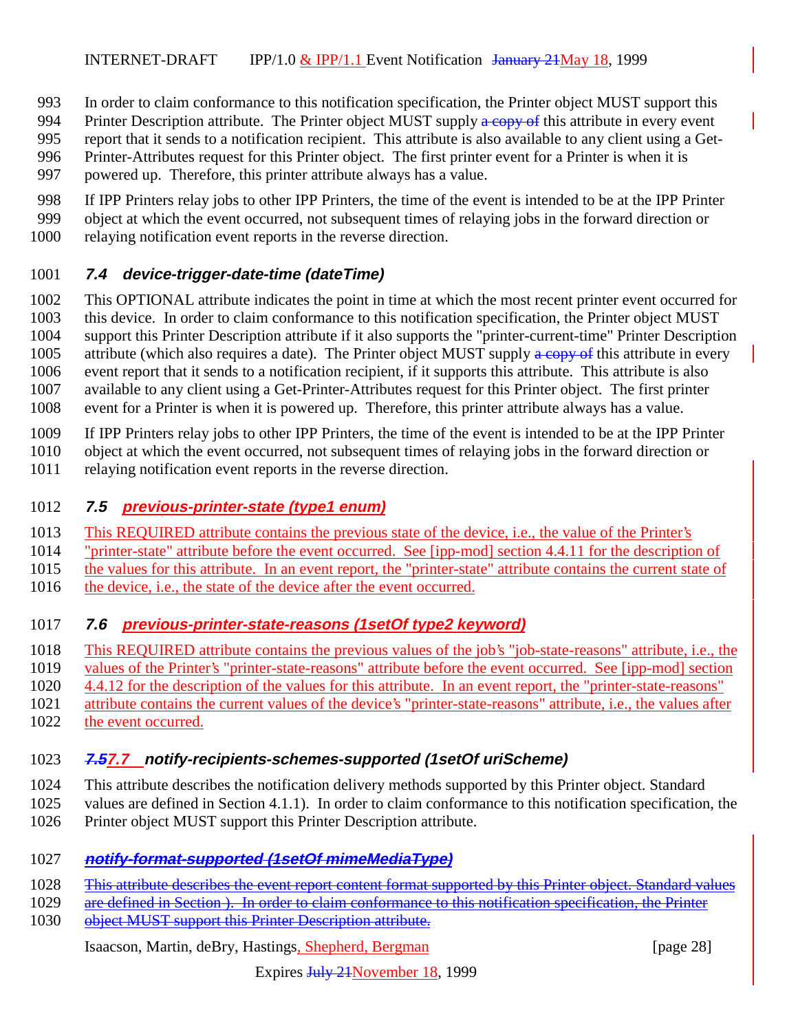In order to claim conformance to this notification specification, the Printer object MUST support this Printer Description attribute. The Printer object MUST supply ~~a copy of~~ this attribute in every event report that it sends to a notification recipient. This attribute is also available to any client using a Get-Printer-Attributes request for this Printer object. The first printer event for a Printer is when it is powered up. Therefore, this printer attribute always has a value.

If IPP Printers relay jobs to other IPP Printers, the time of the event is intended to be at the IPP Printer object at which the event occurred, not subsequent times of relaying jobs in the forward direction or relaying notification event reports in the reverse direction.

### 7.4 device-trigger-date-time (dateTime)

This OPTIONAL attribute indicates the point in time at which the most recent printer event occurred for this device. In order to claim conformance to this notification specification, the Printer object MUST support this Printer Description attribute if it also supports the "printer-current-time" Printer Description attribute (which also requires a date). The Printer object MUST supply ~~a copy of~~ this attribute in every event report that it sends to a notification recipient, if it supports this attribute. This attribute is also available to any client using a Get-Printer-Attributes request for this Printer object. The first printer event for a Printer is when it is powered up. Therefore, this printer attribute always has a value.

If IPP Printers relay jobs to other IPP Printers, the time of the event is intended to be at the IPP Printer object at which the event occurred, not subsequent times of relaying jobs in the forward direction or relaying notification event reports in the reverse direction.

### 7.5 previous-printer-state (type1 enum)

This REQUIRED attribute contains the previous state of the device, i.e., the value of the Printer's "printer-state" attribute before the event occurred. See [ipp-mod] section 4.4.11 for the description of the values for this attribute. In an event report, the "printer-state" attribute contains the current state of the device, i.e., the state of the device after the event occurred.

### 7.6 previous-printer-state-reasons (1setOf type2 keyword)

This REQUIRED attribute contains the previous values of the job's "job-state-reasons" attribute, i.e., the values of the Printer's "printer-state-reasons" attribute before the event occurred. See [ipp-mod] section 4.4.12 for the description of the values for this attribute. In an event report, the "printer-state-reasons" attribute contains the current values of the device's "printer-state-reasons" attribute, i.e., the values after the event occurred.

### ~~7.5~~7.7 notify-recipients-schemes-supported (1setOf uriScheme)

This attribute describes the notification delivery methods supported by this Printer object. Standard values are defined in Section 4.1.1). In order to claim conformance to this notification specification, the Printer object MUST support this Printer Description attribute.

### ~~notify-format-supported (1setOf mimeMediaType)~~

~~This attribute describes the event report content format supported by this Printer object. Standard values are defined in Section ). In order to claim conformance to this notification specification, the Printer object MUST support this Printer Description attribute.~~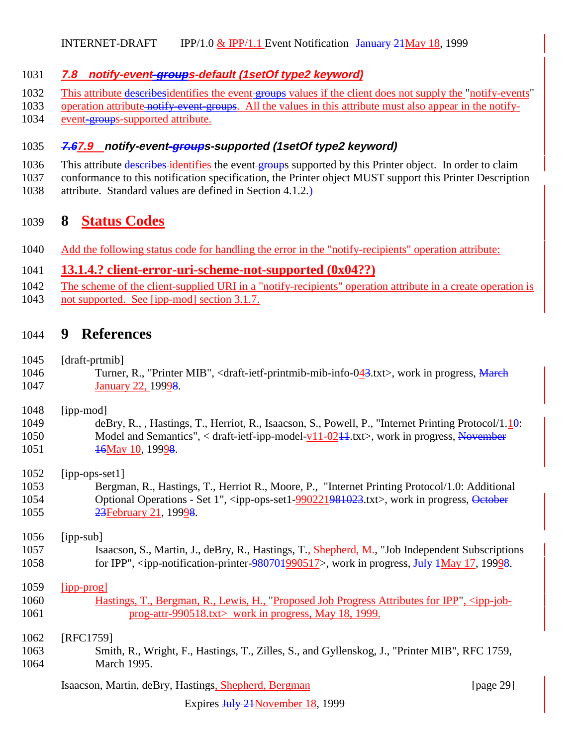### 7.8 notify-event-groups-default (1setOf type2 keyword)

This attribute describesidentifies the event groups values if the client does not supply the "notify-events" operation attribute notify-event-groups. All the values in this attribute must also appear in the notify-event-groups-supported attribute.

### 7.67.9 notify-event-groups-supported (1setOf type2 keyword)

This attribute describes identifies the event groups supported by this Printer object. In order to claim conformance to this notification specification, the Printer object MUST support this Printer Description attribute. Standard values are defined in Section 4.1.2.)

# 8 Status Codes

Add the following status code for handling the error in the "notify-recipients" operation attribute:

## 13.1.4.? client-error-uri-scheme-not-supported (0x04??)

The scheme of the client-supplied URI in a "notify-recipients" operation attribute in a create operation is not supported. See [ipp-mod] section 3.1.7.

# 9 References

[draft-prtmib]
Turner, R., "Printer MIB", <draft-ietf-printmib-mib-info-043.txt>, work in progress, March January 22, 199998.

[ipp-mod]
deBry, R., , Hastings, T., Herriot, R., Isaacson, S., Powell, P., "Internet Printing Protocol/1.10: Model and Semantics", < draft-ietf-ipp-model-v11-0211.txt>, work in progress, November 16May 10, 199998.

[ipp-ops-set1]
Bergman, R., Hastings, T., Herriot R., Moore, P., "Internet Printing Protocol/1.0: Additional Optional Operations - Set 1", <ipp-ops-set1-990221981023.txt>, work in progress, October 23February 21, 199998.

[ipp-sub]
Isaacson, S., Martin, J., deBry, R., Hastings, T., Shepherd, M., "Job Independent Subscriptions for IPP", <ipp-notification-printer-980701990517>, work in progress, July 1May 17, 199998.

[ipp-prog]
Hastings, T., Bergman, R., Lewis, H., "Proposed Job Progress Attributes for IPP", <ipp-job-prog-attr-990518.txt> work in progress, May 18, 1999.

[RFC1759]
Smith, R., Wright, F., Hastings, T., Zilles, S., and Gyllenskog, J., "Printer MIB", RFC 1759, March 1995.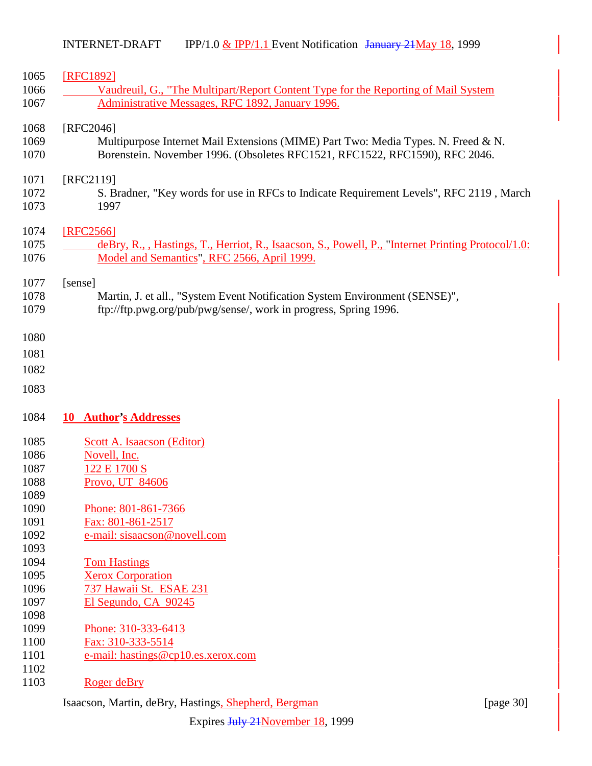[RFC1892]

Vaudreuil, G., "The Multipart/Report Content Type for the Reporting of Mail System Administrative Messages, RFC 1892, January 1996.

[RFC2046]

Multipurpose Internet Mail Extensions (MIME) Part Two: Media Types. N. Freed & N. Borenstein. November 1996. (Obsoletes RFC1521, RFC1522, RFC1590), RFC 2046.

[RFC2119]

S. Bradner, "Key words for use in RFCs to Indicate Requirement Levels", RFC 2119 , March 1997

[RFC2566]

deBry, R., , Hastings, T., Herriot, R., Isaacson, S., Powell, P., "Internet Printing Protocol/1.0: Model and Semantics", RFC 2566, April 1999.

[sense]

Martin, J. et all., "System Event Notification System Environment (SENSE)", ftp://ftp.pwg.org/pub/pwg/sense/, work in progress, Spring 1996.

## 10 Author's Addresses

Scott A. Isaacson (Editor)
Novell, Inc.
122 E 1700 S
Provo, UT 84606

Phone: 801-861-7366
Fax: 801-861-2517
e-mail: sisaacson@novell.com

Tom Hastings
Xerox Corporation
737 Hawaii St. ESAE 231
El Segundo, CA 90245

Phone: 310-333-6413
Fax: 310-333-5514
e-mail: hastings@cp10.es.xerox.com

Roger deBry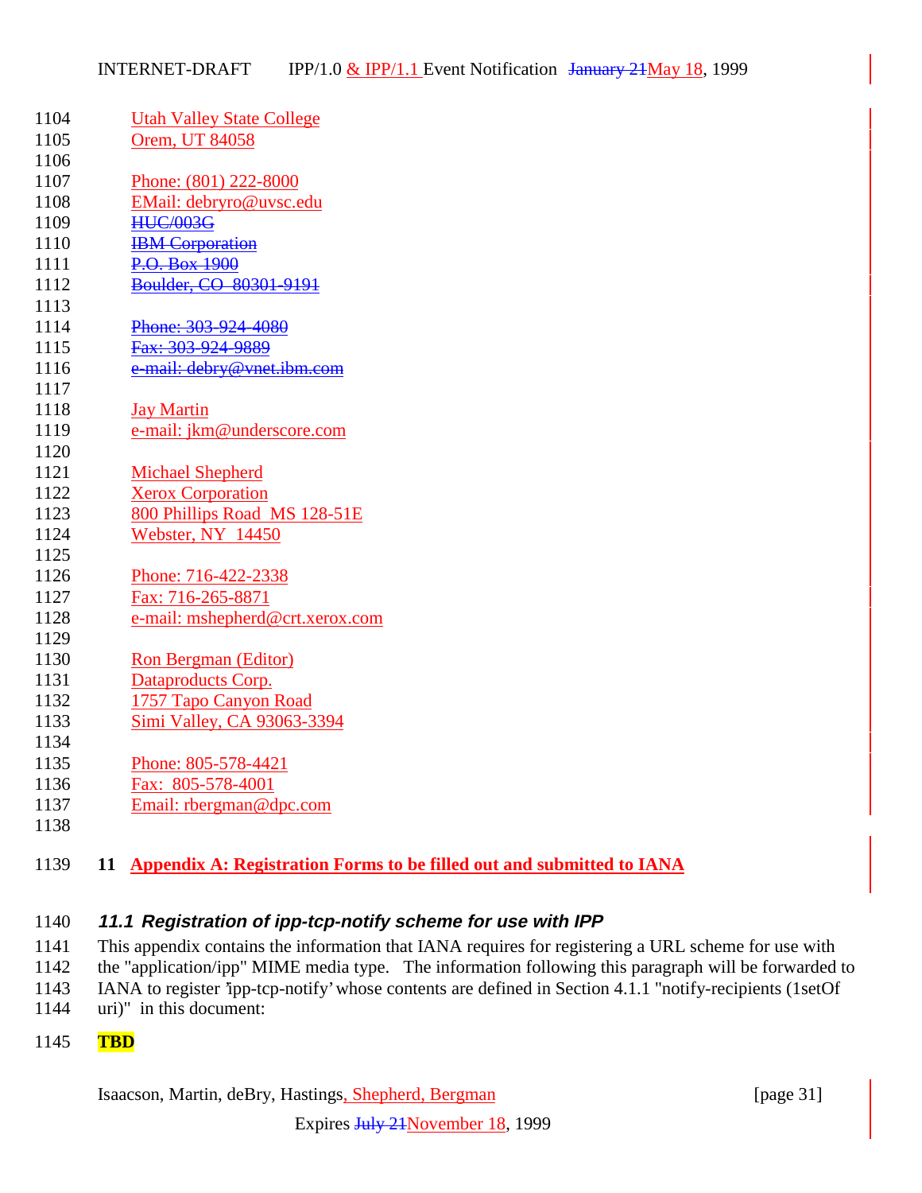Utah Valley State College
Orem, UT 84058

Phone: (801) 222-8000
EMail: debryro@uvsc.edu
~~HUC/003G~~
~~IBM Corporation~~
~~P.O. Box 1900~~
~~Boulder, CO 80301-9191~~

~~Phone: 303-924-4080~~
~~Fax: 303-924-9889~~
~~e-mail: debry@vnet.ibm.com~~

Jay Martin
e-mail: jkm@underscore.com

Michael Shepherd
Xerox Corporation
800 Phillips Road MS 128-51E
Webster, NY 14450

Phone: 716-422-2338
Fax: 716-265-8871
e-mail: mshepherd@crt.xerox.com

Ron Bergman (Editor)
Dataproducts Corp.
1757 Tapo Canyon Road
Simi Valley, CA 93063-3394

Phone: 805-578-4421
Fax: 805-578-4001
Email: rbergman@dpc.com

# 11 Appendix A: Registration Forms to be filled out and submitted to IANA

## 11.1 Registration of ipp-tcp-notify scheme for use with IPP

This appendix contains the information that IANA requires for registering a URL scheme for use with the "application/ipp" MIME media type. The information following this paragraph will be forwarded to IANA to register 'ipp-tcp-notify' whose contents are defined in Section 4.1.1 "notify-recipients (1setOf uri)" in this document:

**TBD**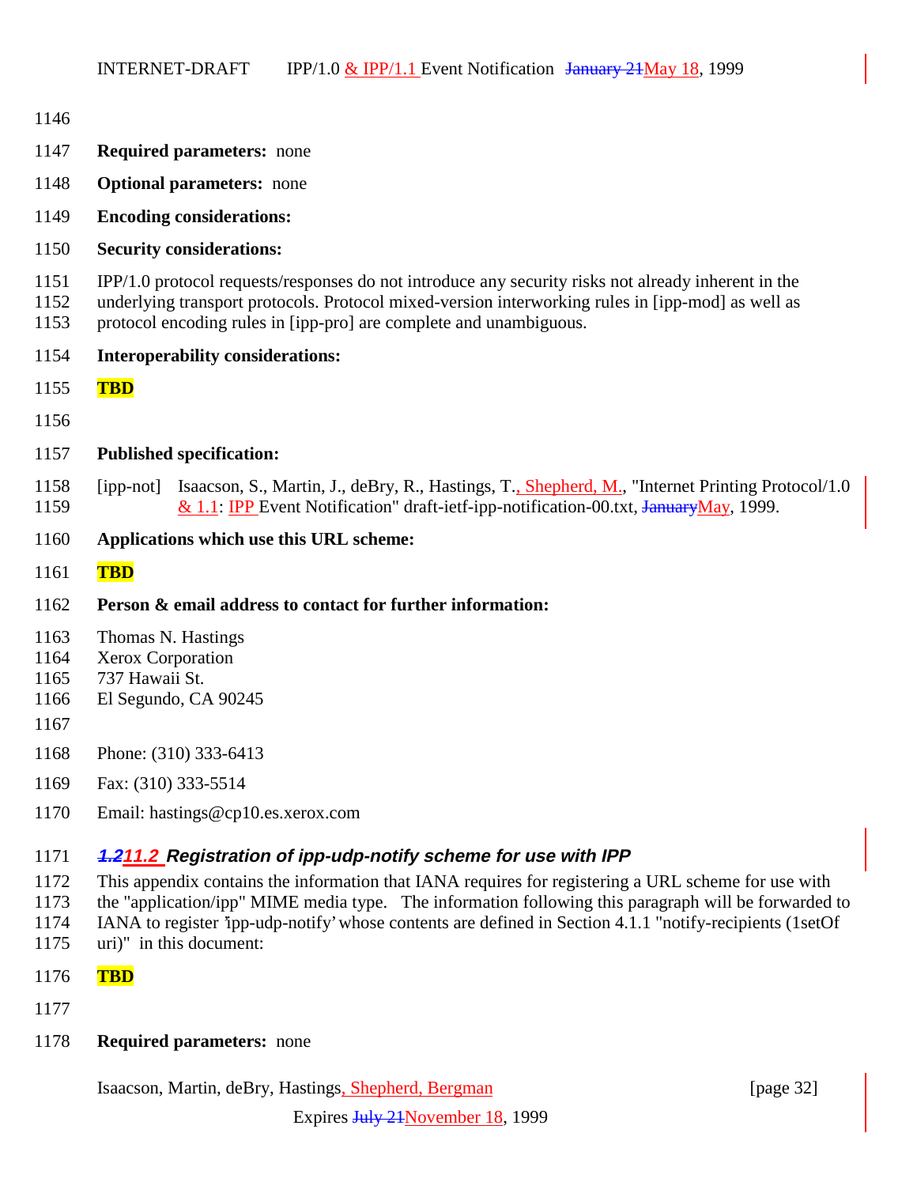**Required parameters:** none

**Optional parameters:** none

**Encoding considerations:**

**Security considerations:**

IPP/1.0 protocol requests/responses do not introduce any security risks not already inherent in the underlying transport protocols. Protocol mixed-version interworking rules in [ipp-mod] as well as protocol encoding rules in [ipp-pro] are complete and unambiguous.

**Interoperability considerations:**

**TBD**

**Published specification:**

[ipp-not] Isaacson, S., Martin, J., deBry, R., Hastings, T., Shepherd, M., "Internet Printing Protocol/1.0 & 1.1: IPP Event Notification" draft-ietf-ipp-notification-00.txt, JanuaryMay, 1999.

**Applications which use this URL scheme:**

**TBD**

**Person & email address to contact for further information:**

Thomas N. Hastings
Xerox Corporation
737 Hawaii St.
El Segundo, CA 90245

Phone: (310) 333-6413

Fax: (310) 333-5514

Email: hastings@cp10.es.xerox.com

### ~~1.2~~11.2 Registration of ipp-udp-notify scheme for use with IPP

This appendix contains the information that IANA requires for registering a URL scheme for use with the "application/ipp" MIME media type. The information following this paragraph will be forwarded to IANA to register 'ipp-udp-notify' whose contents are defined in Section 4.1.1 "notify-recipients (1setOf uri)" in this document:

**TBD**

**Required parameters:** none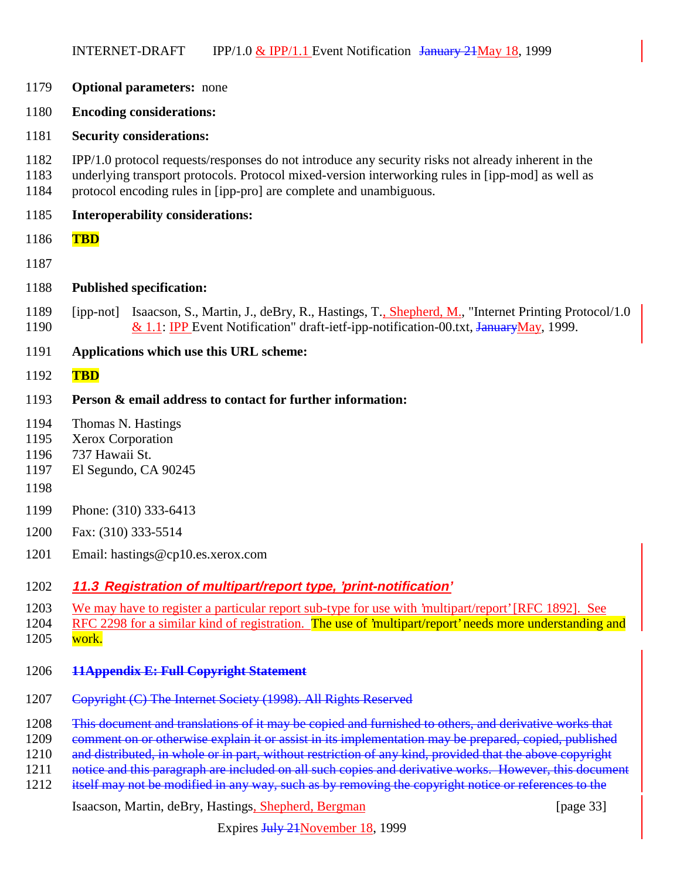**Optional parameters:** none

**Encoding considerations:**

**Security considerations:**

IPP/1.0 protocol requests/responses do not introduce any security risks not already inherent in the underlying transport protocols. Protocol mixed-version interworking rules in [ipp-mod] as well as protocol encoding rules in [ipp-pro] are complete and unambiguous.

**Interoperability considerations:**

**TBD**

**Published specification:**

[ipp-not] Isaacson, S., Martin, J., deBry, R., Hastings, T., Shepherd, M., "Internet Printing Protocol/1.0 & 1.1: IPP Event Notification" draft-ietf-ipp-notification-00.txt, ~~January~~May, 1999.

**Applications which use this URL scheme:**

**TBD**

**Person & email address to contact for further information:**

Thomas N. Hastings
Xerox Corporation
737 Hawaii St.
El Segundo, CA 90245

Phone: (310) 333-6413

Fax: (310) 333-5514

Email: hastings@cp10.es.xerox.com

### *11.3 Registration of multipart/report type, 'print-notification'*

We may have to register a particular report sub-type for use with 'multipart/report' [RFC 1892]. See RFC 2298 for a similar kind of registration. The use of 'multipart/report' needs more understanding and work.

~~**11Appendix E: Full Copyright Statement**~~

~~Copyright (C) The Internet Society (1998). All Rights Reserved~~

~~This document and translations of it may be copied and furnished to others, and derivative works that comment on or otherwise explain it or assist in its implementation may be prepared, copied, published and distributed, in whole or in part, without restriction of any kind, provided that the above copyright notice and this paragraph are included on all such copies and derivative works. However, this document itself may not be modified in any way, such as by removing the copyright notice or references to the~~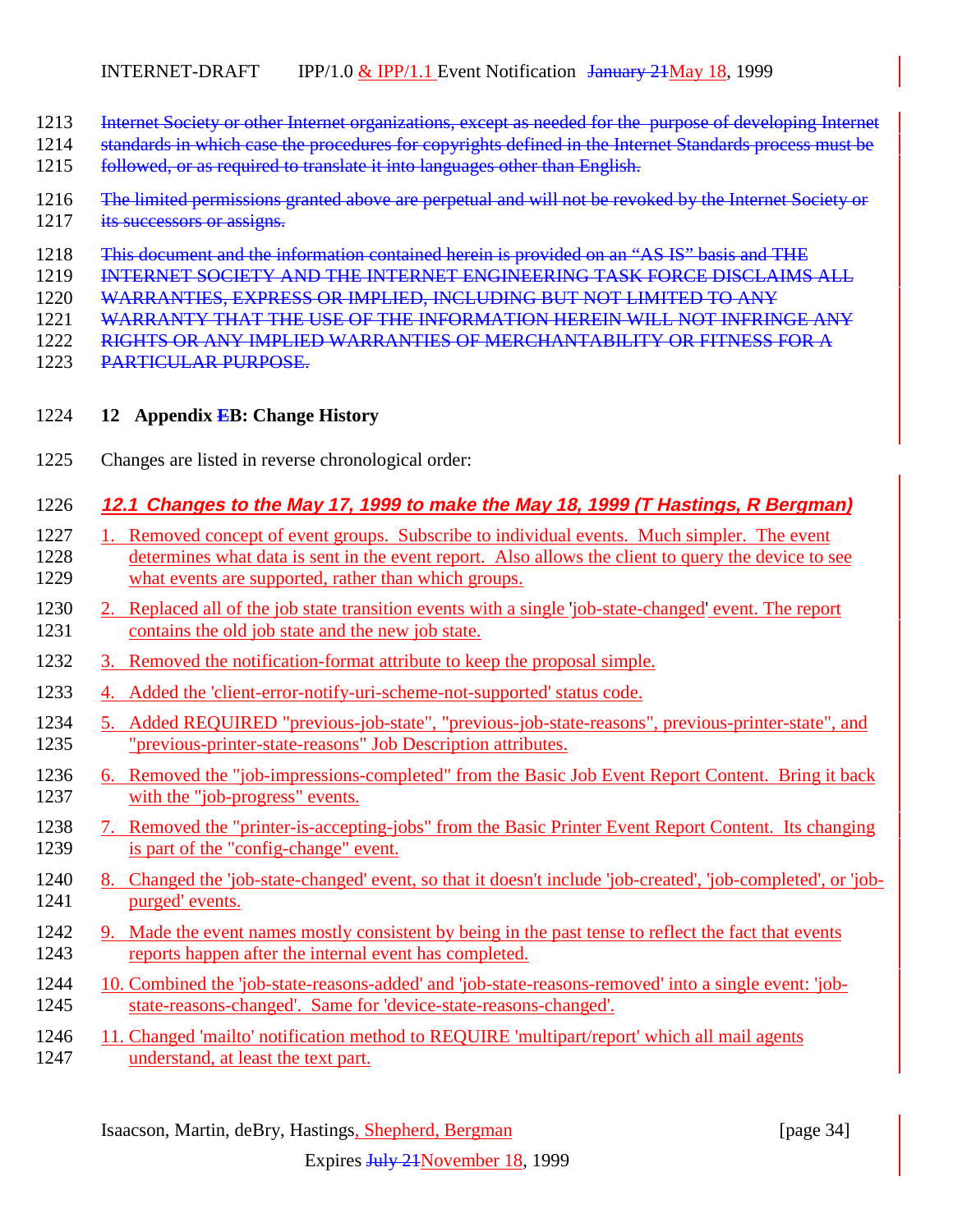Internet Society or other Internet organizations, except as needed for the purpose of developing Internet standards in which case the procedures for copyrights defined in the Internet Standards process must be followed, or as required to translate it into languages other than English.

The limited permissions granted above are perpetual and will not be revoked by the Internet Society or its successors or assigns.

This document and the information contained herein is provided on an "AS IS" basis and THE INTERNET SOCIETY AND THE INTERNET ENGINEERING TASK FORCE DISCLAIMS ALL WARRANTIES, EXPRESS OR IMPLIED, INCLUDING BUT NOT LIMITED TO ANY WARRANTY THAT THE USE OF THE INFORMATION HEREIN WILL NOT INFRINGE ANY RIGHTS OR ANY IMPLIED WARRANTIES OF MERCHANTABILITY OR FITNESS FOR A PARTICULAR PURPOSE.

# 12 Appendix EB: Change History

Changes are listed in reverse chronological order:

## 12.1 Changes to the May 17, 1999 to make the May 18, 1999 (T Hastings, R Bergman)

1. Removed concept of event groups. Subscribe to individual events. Much simpler. The event determines what data is sent in the event report. Also allows the client to query the device to see what events are supported, rather than which groups.
2. Replaced all of the job state transition events with a single 'job-state-changed' event. The report contains the old job state and the new job state.
3. Removed the notification-format attribute to keep the proposal simple.
4. Added the 'client-error-notify-uri-scheme-not-supported' status code.
5. Added REQUIRED "previous-job-state", "previous-job-state-reasons", previous-printer-state", and "previous-printer-state-reasons" Job Description attributes.
6. Removed the "job-impressions-completed" from the Basic Job Event Report Content. Bring it back with the "job-progress" events.
7. Removed the "printer-is-accepting-jobs" from the Basic Printer Event Report Content. Its changing is part of the "config-change" event.
8. Changed the 'job-state-changed' event, so that it doesn't include 'job-created', 'job-completed', or 'job-purged' events.
9. Made the event names mostly consistent by being in the past tense to reflect the fact that events reports happen after the internal event has completed.
10. Combined the 'job-state-reasons-added' and 'job-state-reasons-removed' into a single event: 'job-state-reasons-changed'. Same for 'device-state-reasons-changed'.
11. Changed 'mailto' notification method to REQUIRE 'multipart/report' which all mail agents understand, at least the text part.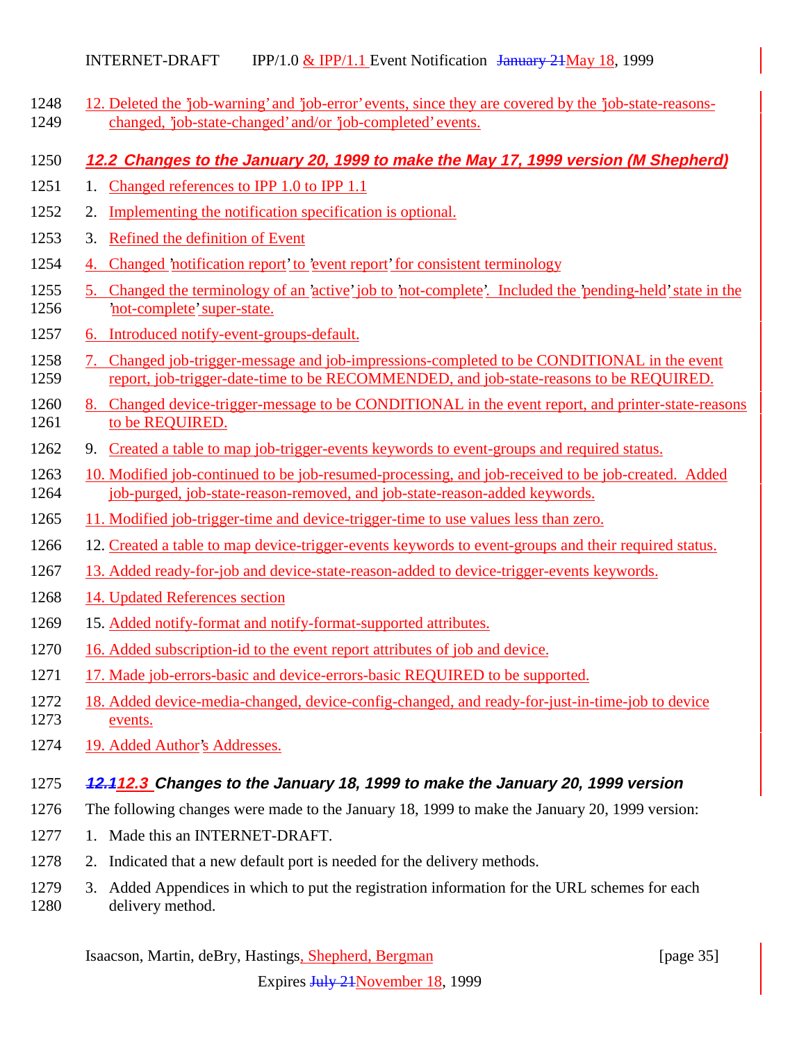12. Deleted the 'job-warning' and 'job-error' events, since they are covered by the 'job-state-reasons-changed, 'job-state-changed' and/or 'job-completed' events.

### 12.2 Changes to the January 20, 1999 to make the May 17, 1999 version (M Shepherd)

1. Changed references to IPP 1.0 to IPP 1.1
2. Implementing the notification specification is optional.
3. Refined the definition of Event
4. Changed 'notification report' to 'event report' for consistent terminology
5. Changed the terminology of an 'active' job to 'not-complete'. Included the 'pending-held' state in the 'not-complete' super-state.
6. Introduced notify-event-groups-default.
7. Changed job-trigger-message and job-impressions-completed to be CONDITIONAL in the event report, job-trigger-date-time to be RECOMMENDED, and job-state-reasons to be REQUIRED.
8. Changed device-trigger-message to be CONDITIONAL in the event report, and printer-state-reasons to be REQUIRED.
9. Created a table to map job-trigger-events keywords to event-groups and required status.
10. Modified job-continued to be job-resumed-processing, and job-received to be job-created. Added job-purged, job-state-reason-removed, and job-state-reason-added keywords.
11. Modified job-trigger-time and device-trigger-time to use values less than zero.
12. Created a table to map device-trigger-events keywords to event-groups and their required status.
13. Added ready-for-job and device-state-reason-added to device-trigger-events keywords.
14. Updated References section
15. Added notify-format and notify-format-supported attributes.
16. Added subscription-id to the event report attributes of job and device.
17. Made job-errors-basic and device-errors-basic REQUIRED to be supported.
18. Added device-media-changed, device-config-changed, and ready-for-just-in-time-job to device events.
19. Added Author's Addresses.

### ~~12.1~~12.3 Changes to the January 18, 1999 to make the January 20, 1999 version

The following changes were made to the January 18, 1999 to make the January 20, 1999 version:

1. Made this an INTERNET-DRAFT.
2. Indicated that a new default port is needed for the delivery methods.
3. Added Appendices in which to put the registration information for the URL schemes for each delivery method.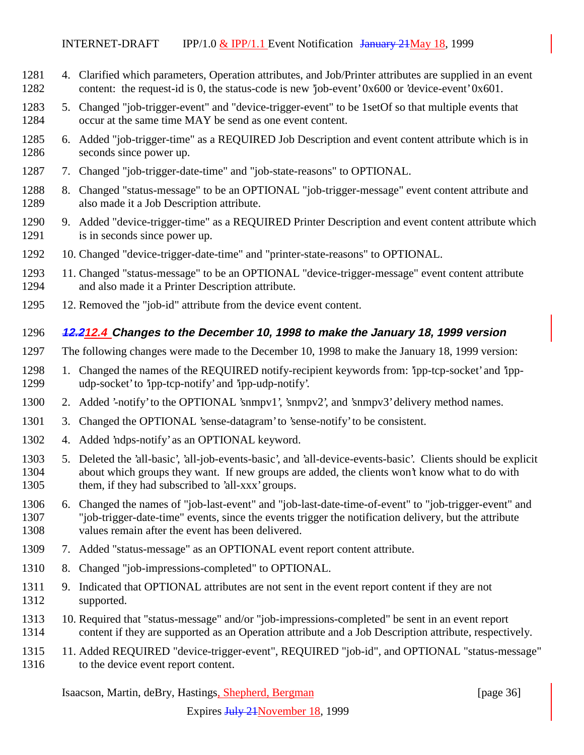4. Clarified which parameters, Operation attributes, and Job/Printer attributes are supplied in an event content: the request-id is 0, the status-code is new 'job-event' 0x600 or 'device-event' 0x601.
5. Changed "job-trigger-event" and "device-trigger-event" to be 1setOf so that multiple events that occur at the same time MAY be send as one event content.
6. Added "job-trigger-time" as a REQUIRED Job Description and event content attribute which is in seconds since power up.
7. Changed "job-trigger-date-time" and "job-state-reasons" to OPTIONAL.
8. Changed "status-message" to be an OPTIONAL "job-trigger-message" event content attribute and also made it a Job Description attribute.
9. Added "device-trigger-time" as a REQUIRED Printer Description and event content attribute which is in seconds since power up.
10. Changed "device-trigger-date-time" and "printer-state-reasons" to OPTIONAL.
11. Changed "status-message" to be an OPTIONAL "device-trigger-message" event content attribute and also made it a Printer Description attribute.
12. Removed the "job-id" attribute from the device event content.

### ~~12.2~~12.4 Changes to the December 10, 1998 to make the January 18, 1999 version

The following changes were made to the December 10, 1998 to make the January 18, 1999 version:

1. Changed the names of the REQUIRED notify-recipient keywords from: 'ipp-tcp-socket' and 'ipp-udp-socket' to 'ipp-tcp-notify' and 'ipp-udp-notify'.
2. Added '-notify' to the OPTIONAL 'snmpv1', 'snmpv2', and 'snmpv3' delivery method names.
3. Changed the OPTIONAL 'sense-datagram' to 'sense-notify' to be consistent.
4. Added 'ndps-notify' as an OPTIONAL keyword.
5. Deleted the 'all-basic', 'all-job-events-basic', and 'all-device-events-basic'. Clients should be explicit about which groups they want. If new groups are added, the clients won't know what to do with them, if they had subscribed to 'all-xxx' groups.
6. Changed the names of "job-last-event" and "job-last-date-time-of-event" to "job-trigger-event" and "job-trigger-date-time" events, since the events trigger the notification delivery, but the attribute values remain after the event has been delivered.
7. Added "status-message" as an OPTIONAL event report content attribute.
8. Changed "job-impressions-completed" to OPTIONAL.
9. Indicated that OPTIONAL attributes are not sent in the event report content if they are not supported.
10. Required that "status-message" and/or "job-impressions-completed" be sent in an event report content if they are supported as an Operation attribute and a Job Description attribute, respectively.
11. Added REQUIRED "device-trigger-event", REQUIRED "job-id", and OPTIONAL "status-message" to the device event report content.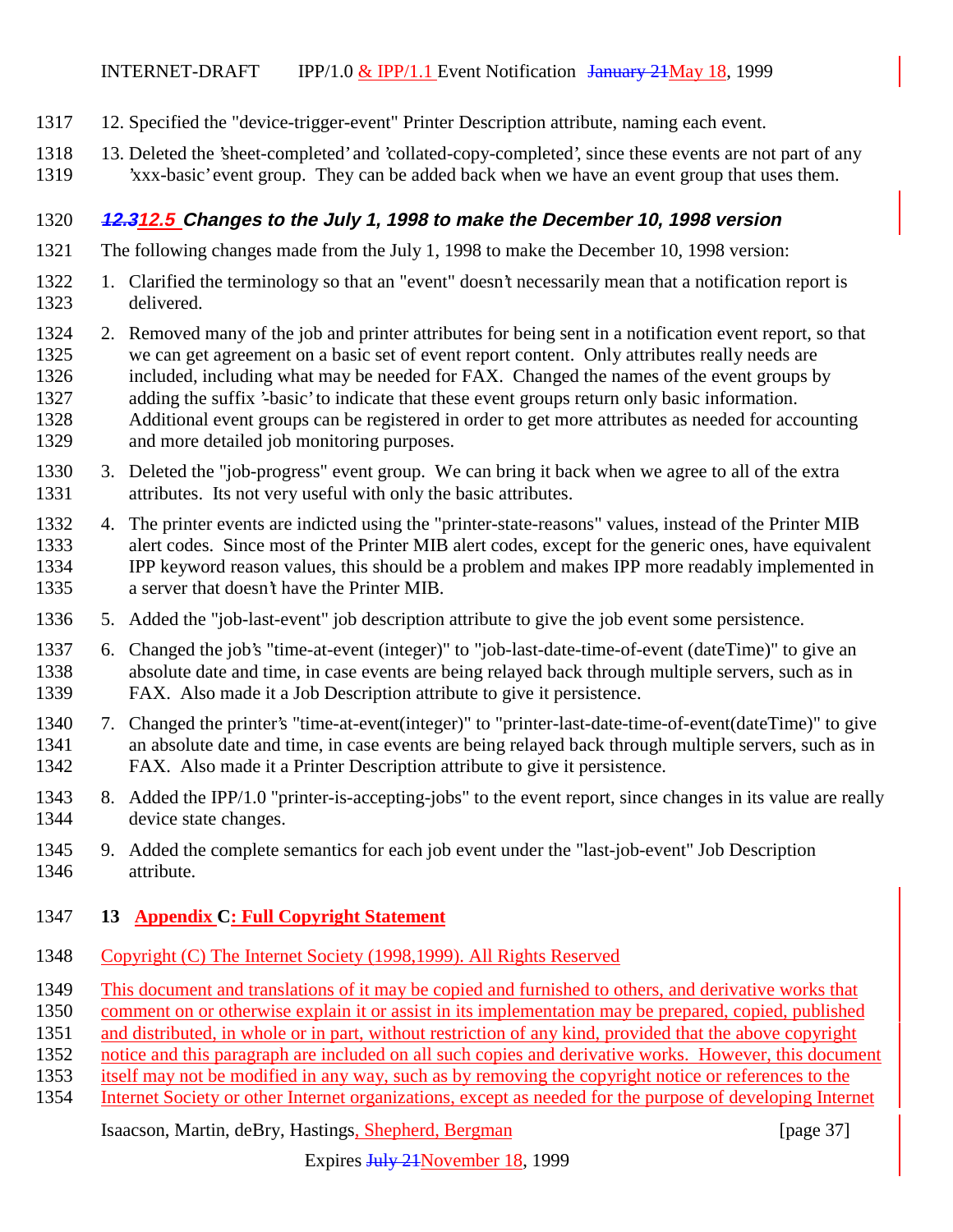12. Specified the "device-trigger-event" Printer Description attribute, naming each event.

13. Deleted the 'sheet-completed' and 'collated-copy-completed', since these events are not part of any 'xxx-basic' event group. They can be added back when we have an event group that uses them.

### ~~12.3~~12.5 Changes to the July 1, 1998 to make the December 10, 1998 version

The following changes made from the July 1, 1998 to make the December 10, 1998 version:

1. Clarified the terminology so that an "event" doesn't necessarily mean that a notification report is delivered.
2. Removed many of the job and printer attributes for being sent in a notification event report, so that we can get agreement on a basic set of event report content. Only attributes really needs are included, including what may be needed for FAX. Changed the names of the event groups by adding the suffix '-basic' to indicate that these event groups return only basic information. Additional event groups can be registered in order to get more attributes as needed for accounting and more detailed job monitoring purposes.
3. Deleted the "job-progress" event group. We can bring it back when we agree to all of the extra attributes. Its not very useful with only the basic attributes.
4. The printer events are indicted using the "printer-state-reasons" values, instead of the Printer MIB alert codes. Since most of the Printer MIB alert codes, except for the generic ones, have equivalent IPP keyword reason values, this should be a problem and makes IPP more readably implemented in a server that doesn't have the Printer MIB.
5. Added the "job-last-event" job description attribute to give the job event some persistence.
6. Changed the job's "time-at-event (integer)" to "job-last-date-time-of-event (dateTime)" to give an absolute date and time, in case events are being relayed back through multiple servers, such as in FAX. Also made it a Job Description attribute to give it persistence.
7. Changed the printer's "time-at-event(integer)" to "printer-last-date-time-of-event(dateTime)" to give an absolute date and time, in case events are being relayed back through multiple servers, such as in FAX. Also made it a Printer Description attribute to give it persistence.
8. Added the IPP/1.0 "printer-is-accepting-jobs" to the event report, since changes in its value are really device state changes.
9. Added the complete semantics for each job event under the "last-job-event" Job Description attribute.

## 13 Appendix C: Full Copyright Statement

Copyright (C) The Internet Society (1998,1999). All Rights Reserved

This document and translations of it may be copied and furnished to others, and derivative works that comment on or otherwise explain it or assist in its implementation may be prepared, copied, published and distributed, in whole or in part, without restriction of any kind, provided that the above copyright notice and this paragraph are included on all such copies and derivative works. However, this document itself may not be modified in any way, such as by removing the copyright notice or references to the Internet Society or other Internet organizations, except as needed for the purpose of developing Internet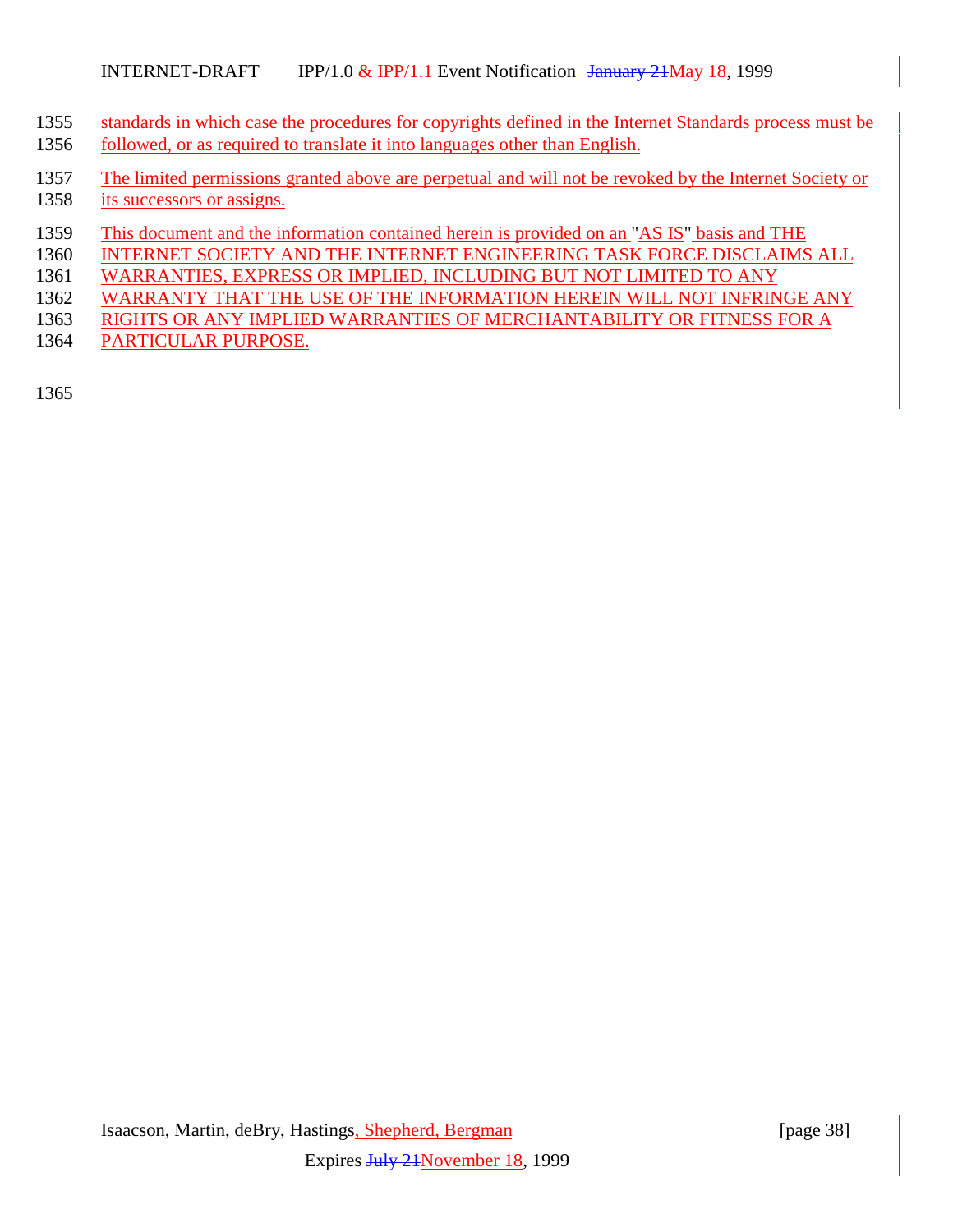1355 standards in which case the procedures for copyrights defined in the Internet Standards process must be
1356 followed, or as required to translate it into languages other than English.

1357 The limited permissions granted above are perpetual and will not be revoked by the Internet Society or
1358 its successors or assigns.

1359 This document and the information contained herein is provided on an "AS IS" basis and THE
1360 INTERNET SOCIETY AND THE INTERNET ENGINEERING TASK FORCE DISCLAIMS ALL
1361 WARRANTIES, EXPRESS OR IMPLIED, INCLUDING BUT NOT LIMITED TO ANY
1362 WARRANTY THAT THE USE OF THE INFORMATION HEREIN WILL NOT INFRINGE ANY
1363 RIGHTS OR ANY IMPLIED WARRANTIES OF MERCHANTABILITY OR FITNESS FOR A
1364 PARTICULAR PURPOSE.

1365